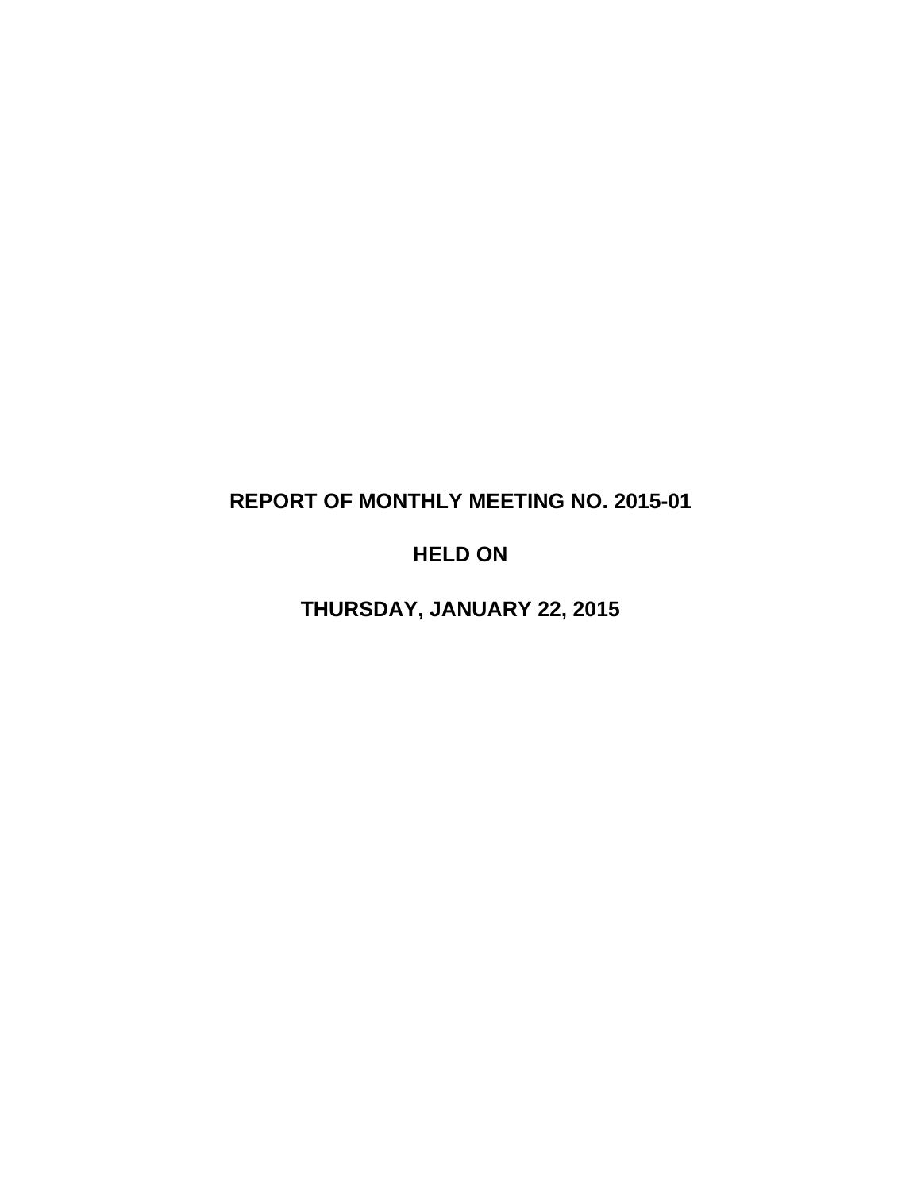# REPORT OF MONTHLY MEETING NO. 2015-01

# HELD ON

# THURSDAY, JANUARY 22, 2015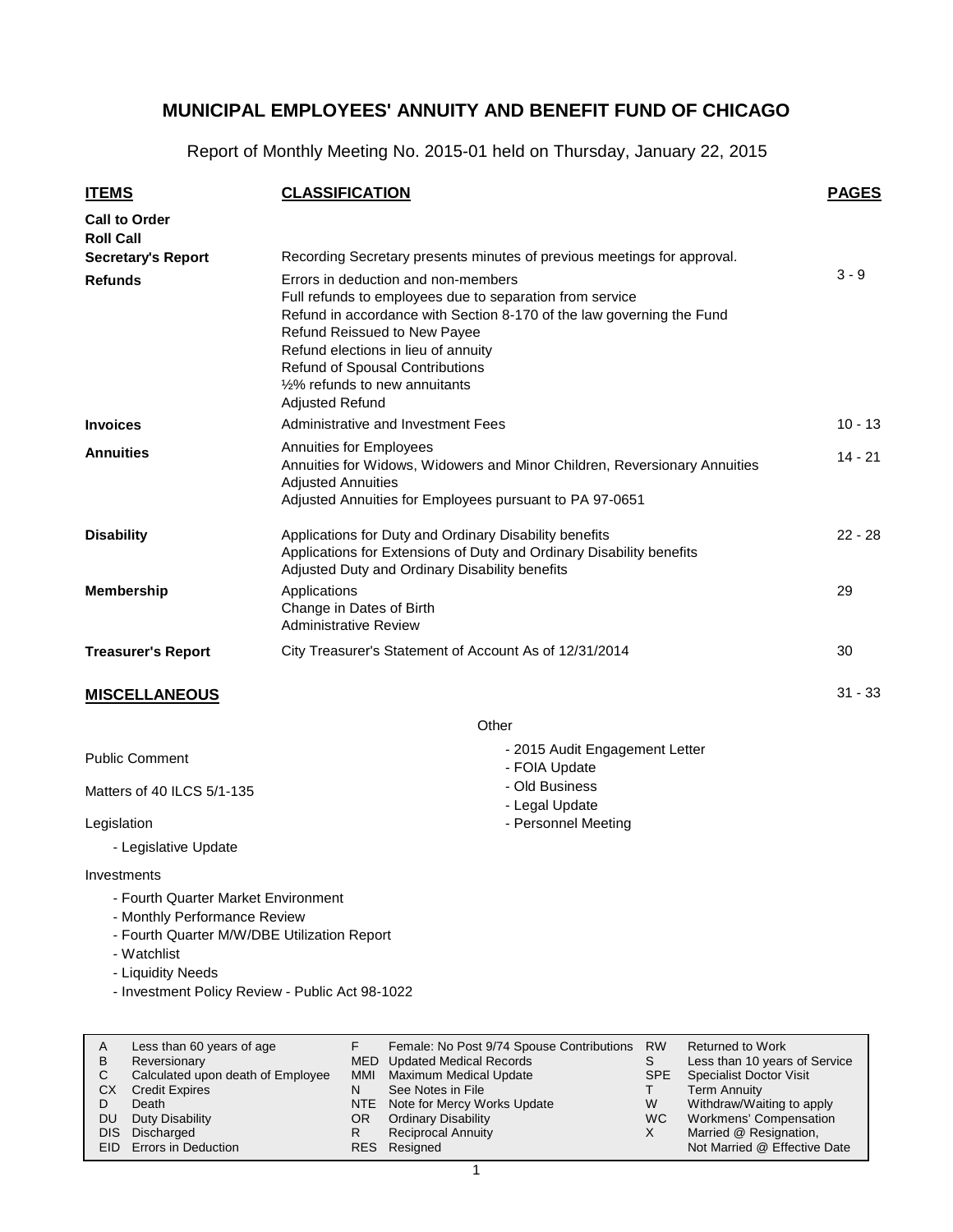# MUNICIPAL EMPLOYEES' ANNUITY AND BENEFIT FUND OF CHICAGO

Report of Monthly Meeting No. 2015-01 held on Thursday, January 22, 2015

| ITEMS | CLASSIFICATION | PAGES |
|---|---|---|
| **Call to Order** | | |
| **Roll Call** | | |
| **Secretary's Report** | Recording Secretary presents minutes of previous meetings for approval. | |
| **Refunds** | Errors in deduction and non-members<br>Full refunds to employees due to separation from service<br>Refund in accordance with Section 8-170 of the law governing the Fund<br>Refund Reissued to New Payee<br>Refund elections in lieu of annuity<br>Refund of Spousal Contributions<br>½% refunds to new annuitants<br>Adjusted Refund | 3 - 9 |
| **Invoices** | Administrative and Investment Fees | 10 - 13 |
| **Annuities** | Annuities for Employees<br>Annuities for Widows, Widowers and Minor Children, Reversionary Annuities<br>Adjusted Annuities<br>Adjusted Annuities for Employees pursuant to PA 97-0651 | 14 - 21 |
| **Disability** | Applications for Duty and Ordinary Disability benefits<br>Applications for Extensions of Duty and Ordinary Disability benefits<br>Adjusted Duty and Ordinary Disability benefits | 22 - 28 |
| **Membership** | Applications<br>Change in Dates of Birth<br>Administrative Review | 29 |
| **Treasurer's Report** | City Treasurer's Statement of Account As of 12/31/2014 | 30 |

## MISCELLANEOUS

31 - 33

Public Comment

Matters of 40 ILCS 5/1-135

Legislation

- Legislative Update

Investments

- Fourth Quarter Market Environment
- Monthly Performance Review
- Fourth Quarter M/W/DBE Utilization Report
- Watchlist
- Liquidity Needs
- Investment Policy Review - Public Act 98-1022

Other

- 2015 Audit Engagement Letter
- FOIA Update
- Old Business
- Legal Update
- Personnel Meeting

| | | | | | |
|---|---|---|---|---|---|
| A | Less than 60 years of age | F | Female: No Post 9/74 Spouse Contributions | RW | Returned to Work |
| B | Reversionary | MED | Updated Medical Records | S | Less than 10 years of Service |
| C | Calculated upon death of Employee | MMI | Maximum Medical Update | SPE | Specialist Doctor Visit |
| CX | Credit Expires | N | See Notes in File | T | Term Annuity |
| D | Death | NTE | Note for Mercy Works Update | W | Withdraw/Waiting to apply |
| DU | Duty Disability | OR | Ordinary Disability | WC | Workmens' Compensation |
| DIS | Discharged | R | Reciprocal Annuity | X | Married @ Resignation, |
| EID | Errors in Deduction | RES | Resigned | | Not Married @ Effective Date |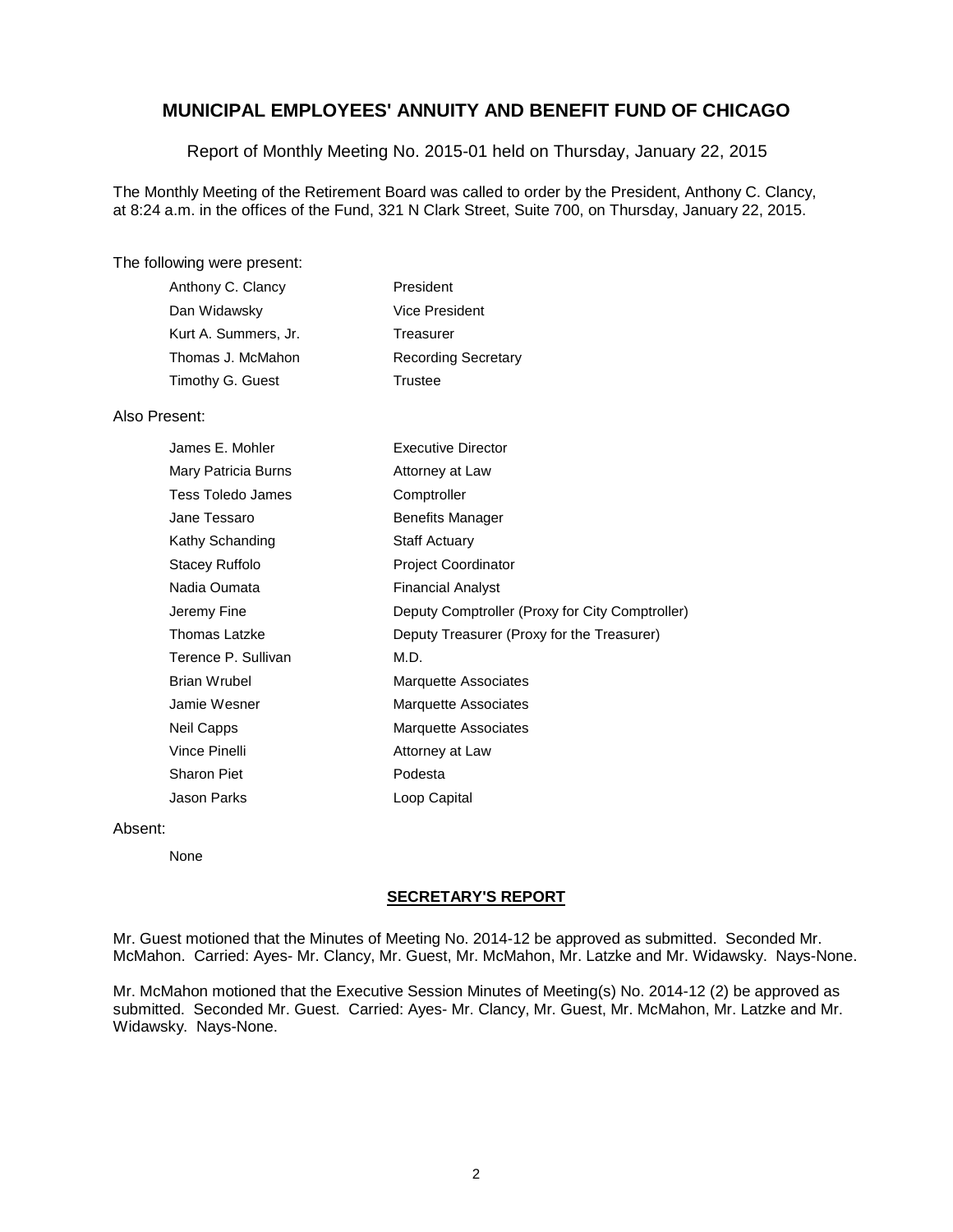# MUNICIPAL EMPLOYEES' ANNUITY AND BENEFIT FUND OF CHICAGO

Report of Monthly Meeting No. 2015-01 held on Thursday, January 22, 2015

The Monthly Meeting of the Retirement Board was called to order by the President, Anthony C. Clancy, at 8:24 a.m. in the offices of the Fund, 321 N Clark Street, Suite 700, on Thursday, January 22, 2015.

The following were present:

| | |
|---|---|
| Anthony C. Clancy | President |
| Dan Widawsky | Vice President |
| Kurt A. Summers, Jr. | Treasurer |
| Thomas J. McMahon | Recording Secretary |
| Timothy G. Guest | Trustee |

Also Present:

| | |
|---|---|
| James E. Mohler | Executive Director |
| Mary Patricia Burns | Attorney at Law |
| Tess Toledo James | Comptroller |
| Jane Tessaro | Benefits Manager |
| Kathy Schanding | Staff Actuary |
| Stacey Ruffolo | Project Coordinator |
| Nadia Oumata | Financial Analyst |
| Jeremy Fine | Deputy Comptroller (Proxy for City Comptroller) |
| Thomas Latzke | Deputy Treasurer (Proxy for the Treasurer) |
| Terence P. Sullivan | M.D. |
| Brian Wrubel | Marquette Associates |
| Jamie Wesner | Marquette Associates |
| Neil Capps | Marquette Associates |
| Vince Pinelli | Attorney at Law |
| Sharon Piet | Podesta |
| Jason Parks | Loop Capital |

Absent:

None

## SECRETARY'S REPORT

Mr. Guest motioned that the Minutes of Meeting No. 2014-12 be approved as submitted. Seconded Mr. McMahon. Carried: Ayes- Mr. Clancy, Mr. Guest, Mr. McMahon, Mr. Latzke and Mr. Widawsky. Nays-None.

Mr. McMahon motioned that the Executive Session Minutes of Meeting(s) No. 2014-12 (2) be approved as submitted. Seconded Mr. Guest. Carried: Ayes- Mr. Clancy, Mr. Guest, Mr. McMahon, Mr. Latzke and Mr. Widawsky. Nays-None.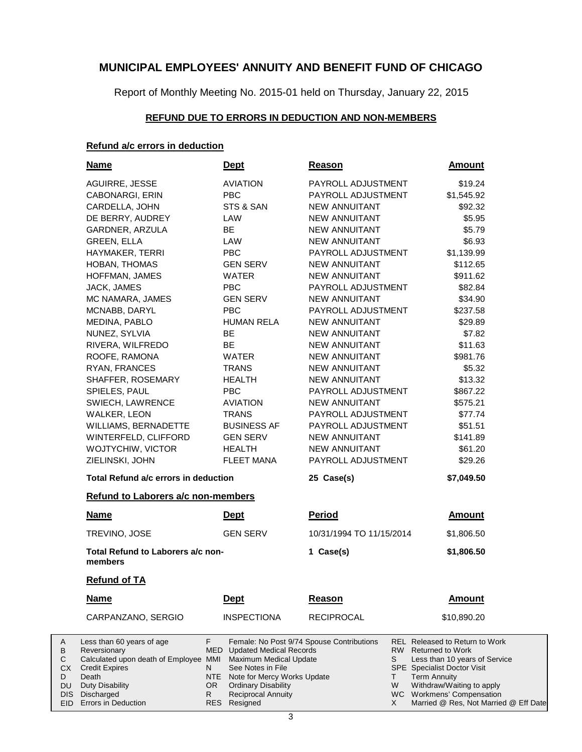# MUNICIPAL EMPLOYEES' ANNUITY AND BENEFIT FUND OF CHICAGO

Report of Monthly Meeting No. 2015-01 held on Thursday, January 22, 2015

## REFUND DUE TO ERRORS IN DEDUCTION AND NON-MEMBERS

### Refund a/c errors in deduction

| Name | Dept | Reason | Amount |
|---|---|---|---|
| AGUIRRE, JESSE | AVIATION | PAYROLL ADJUSTMENT | $19.24 |
| CABONARGI, ERIN | PBC | PAYROLL ADJUSTMENT | $1,545.92 |
| CARDELLA, JOHN | STS & SAN | NEW ANNUITANT | $92.32 |
| DE BERRY, AUDREY | LAW | NEW ANNUITANT | $5.95 |
| GARDNER, ARZULA | BE | NEW ANNUITANT | $5.79 |
| GREEN, ELLA | LAW | NEW ANNUITANT | $6.93 |
| HAYMAKER, TERRI | PBC | PAYROLL ADJUSTMENT | $1,139.99 |
| HOBAN, THOMAS | GEN SERV | NEW ANNUITANT | $112.65 |
| HOFFMAN, JAMES | WATER | NEW ANNUITANT | $911.62 |
| JACK, JAMES | PBC | PAYROLL ADJUSTMENT | $82.84 |
| MC NAMARA, JAMES | GEN SERV | NEW ANNUITANT | $34.90 |
| MCNABB, DARYL | PBC | PAYROLL ADJUSTMENT | $237.58 |
| MEDINA, PABLO | HUMAN RELA | NEW ANNUITANT | $29.89 |
| NUNEZ, SYLVIA | BE | NEW ANNUITANT | $7.82 |
| RIVERA, WILFREDO | BE | NEW ANNUITANT | $11.63 |
| ROOFE, RAMONA | WATER | NEW ANNUITANT | $981.76 |
| RYAN, FRANCES | TRANS | NEW ANNUITANT | $5.32 |
| SHAFFER, ROSEMARY | HEALTH | NEW ANNUITANT | $13.32 |
| SPIELES, PAUL | PBC | PAYROLL ADJUSTMENT | $867.22 |
| SWIECH, LAWRENCE | AVIATION | NEW ANNUITANT | $575.21 |
| WALKER, LEON | TRANS | PAYROLL ADJUSTMENT | $77.74 |
| WILLIAMS, BERNADETTE | BUSINESS AF | PAYROLL ADJUSTMENT | $51.51 |
| WINTERFELD, CLIFFORD | GEN SERV | NEW ANNUITANT | $141.89 |
| WOJTYCHIW, VICTOR | HEALTH | NEW ANNUITANT | $61.20 |
| ZIELINSKI, JOHN | FLEET MANA | PAYROLL ADJUSTMENT | $29.26 |
| **Total Refund a/c errors in deduction** | | **25 Case(s)** | **$7,049.50** |

### Refund to Laborers a/c non-members

| Name | Dept | Period | Amount |
|---|---|---|---|
| TREVINO, JOSE | GEN SERV | 10/31/1994 TO 11/15/2014 | $1,806.50 |
| **Total Refund to Laborers a/c non-members** | | **1 Case(s)** | **$1,806.50** |

### Refund of TA

| Name | Dept | Reason | Amount |
|---|---|---|---|
| CARPANZANO, SERGIO | INSPECTIONA | RECIPROCAL | $10,890.20 |

| | | | | | |
|---|---|---|---|---|---|
| A | Less than 60 years of age | F | Female: No Post 9/74 Spouse Contributions | REL | Released to Return to Work |
| B | Reversionary | MED | Updated Medical Records | RW | Returned to Work |
| C | Calculated upon death of Employee | MMI | Maximum Medical Update | S | Less than 10 years of Service |
| CX | Credit Expires | N | See Notes in File | SPE | Specialist Doctor Visit |
| D | Death | NTE | Note for Mercy Works Update | T | Term Annuity |
| DU | Duty Disability | OR | Ordinary Disability | W | Withdraw/Waiting to apply |
| DIS | Discharged | R | Reciprocal Annuity | WC | Workmens' Compensation |
| EID | Errors in Deduction | RES | Resigned | X | Married @ Res, Not Married @ Eff Date |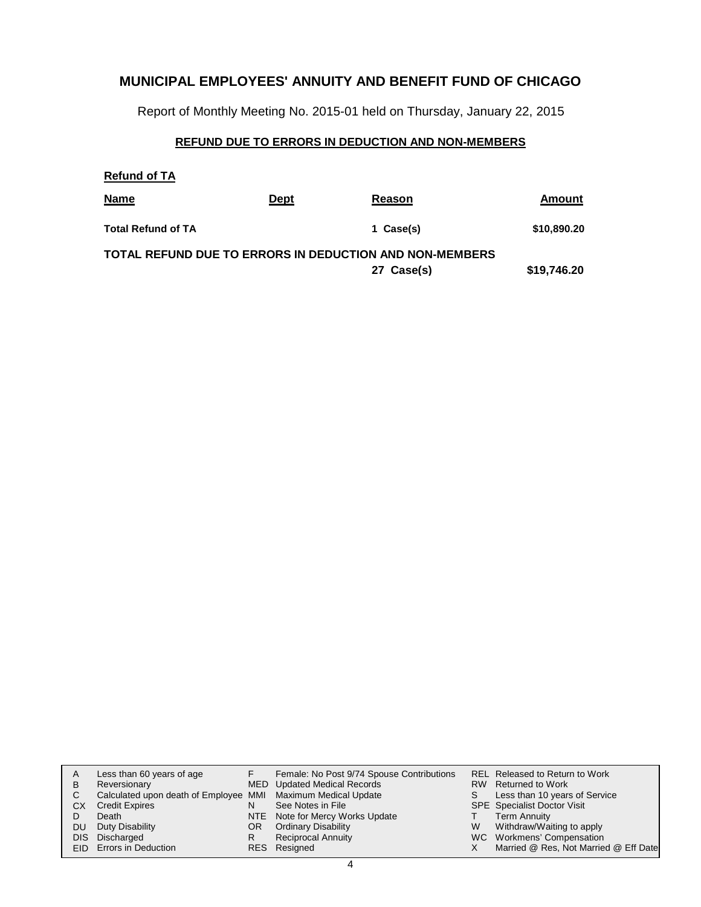# MUNICIPAL EMPLOYEES' ANNUITY AND BENEFIT FUND OF CHICAGO

Report of Monthly Meeting No. 2015-01 held on Thursday, January 22, 2015

## REFUND DUE TO ERRORS IN DEDUCTION AND NON-MEMBERS

**Refund of TA**

| **Name** | **Dept** | **Reason** | **Amount** |
|---|---|---|---|
| **Total Refund of TA** | | **1 Case(s)** | **$10,890.20** |

**TOTAL REFUND DUE TO ERRORS IN DEDUCTION AND NON-MEMBERS**

| | | | |
|---|---|---|---|
| | | **27 Case(s)** | **$19,746.20** |

| | | | | | |
|---|---|---|---|---|---|
| A | Less than 60 years of age | F | Female: No Post 9/74 Spouse Contributions | REL | Released to Return to Work |
| B | Reversionary | MED | Updated Medical Records | RW | Returned to Work |
| C | Calculated upon death of Employee | MMI | Maximum Medical Update | S | Less than 10 years of Service |
| CX | Credit Expires | N | See Notes in File | SPE | Specialist Doctor Visit |
| D | Death | NTE | Note for Mercy Works Update | T | Term Annuity |
| DU | Duty Disability | OR | Ordinary Disability | W | Withdraw/Waiting to apply |
| DIS | Discharged | R | Reciprocal Annuity | WC | Workmens' Compensation |
| EID | Errors in Deduction | RES | Resigned | X | Married @ Res, Not Married @ Eff Date |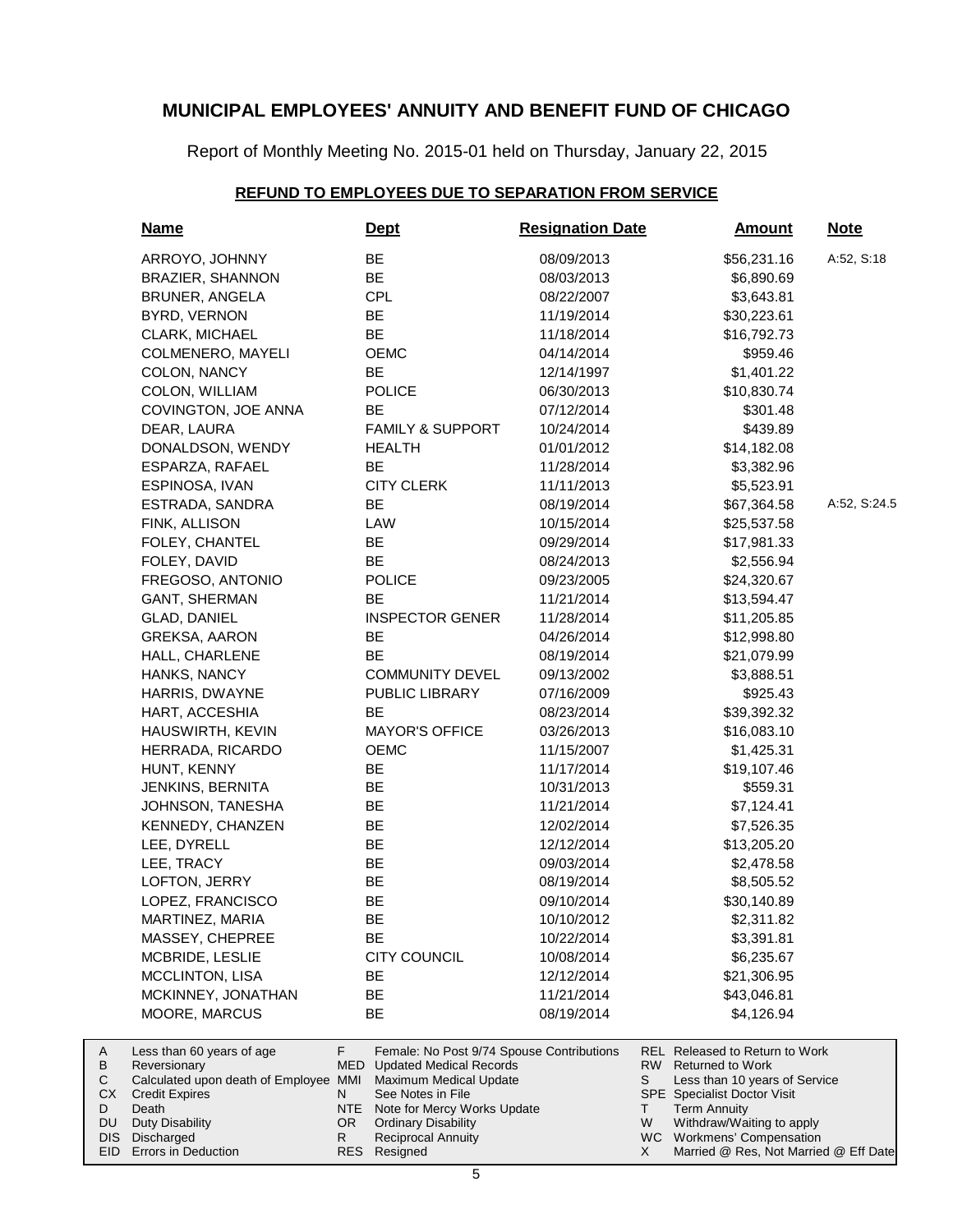# MUNICIPAL EMPLOYEES' ANNUITY AND BENEFIT FUND OF CHICAGO

Report of Monthly Meeting No. 2015-01 held on Thursday, January 22, 2015

## REFUND TO EMPLOYEES DUE TO SEPARATION FROM SERVICE

| Name | Dept | Resignation Date | Amount | Note |
|---|---|---|---|---|
| ARROYO, JOHNNY | BE | 08/09/2013 | $56,231.16 | A:52, S:18 |
| BRAZIER, SHANNON | BE | 08/03/2013 | $6,890.69 | |
| BRUNER, ANGELA | CPL | 08/22/2007 | $3,643.81 | |
| BYRD, VERNON | BE | 11/19/2014 | $30,223.61 | |
| CLARK, MICHAEL | BE | 11/18/2014 | $16,792.73 | |
| COLMENERO, MAYELI | OEMC | 04/14/2014 | $959.46 | |
| COLON, NANCY | BE | 12/14/1997 | $1,401.22 | |
| COLON, WILLIAM | POLICE | 06/30/2013 | $10,830.74 | |
| COVINGTON, JOE ANNA | BE | 07/12/2014 | $301.48 | |
| DEAR, LAURA | FAMILY & SUPPORT | 10/24/2014 | $439.89 | |
| DONALDSON, WENDY | HEALTH | 01/01/2012 | $14,182.08 | |
| ESPARZA, RAFAEL | BE | 11/28/2014 | $3,382.96 | |
| ESPINOSA, IVAN | CITY CLERK | 11/11/2013 | $5,523.91 | |
| ESTRADA, SANDRA | BE | 08/19/2014 | $67,364.58 | A:52, S:24.5 |
| FINK, ALLISON | LAW | 10/15/2014 | $25,537.58 | |
| FOLEY, CHANTEL | BE | 09/29/2014 | $17,981.33 | |
| FOLEY, DAVID | BE | 08/24/2013 | $2,556.94 | |
| FREGOSO, ANTONIO | POLICE | 09/23/2005 | $24,320.67 | |
| GANT, SHERMAN | BE | 11/21/2014 | $13,594.47 | |
| GLAD, DANIEL | INSPECTOR GENER | 11/28/2014 | $11,205.85 | |
| GREKSA, AARON | BE | 04/26/2014 | $12,998.80 | |
| HALL, CHARLENE | BE | 08/19/2014 | $21,079.99 | |
| HANKS, NANCY | COMMUNITY DEVEL | 09/13/2002 | $3,888.51 | |
| HARRIS, DWAYNE | PUBLIC LIBRARY | 07/16/2009 | $925.43 | |
| HART, ACCESHIA | BE | 08/23/2014 | $39,392.32 | |
| HAUSWIRTH, KEVIN | MAYOR'S OFFICE | 03/26/2013 | $16,083.10 | |
| HERRADA, RICARDO | OEMC | 11/15/2007 | $1,425.31 | |
| HUNT, KENNY | BE | 11/17/2014 | $19,107.46 | |
| JENKINS, BERNITA | BE | 10/31/2013 | $559.31 | |
| JOHNSON, TANESHA | BE | 11/21/2014 | $7,124.41 | |
| KENNEDY, CHANZEN | BE | 12/02/2014 | $7,526.35 | |
| LEE, DYRELL | BE | 12/12/2014 | $13,205.20 | |
| LEE, TRACY | BE | 09/03/2014 | $2,478.58 | |
| LOFTON, JERRY | BE | 08/19/2014 | $8,505.52 | |
| LOPEZ, FRANCISCO | BE | 09/10/2014 | $30,140.89 | |
| MARTINEZ, MARIA | BE | 10/10/2012 | $2,311.82 | |
| MASSEY, CHEPREE | BE | 10/22/2014 | $3,391.81 | |
| MCBRIDE, LESLIE | CITY COUNCIL | 10/08/2014 | $6,235.67 | |
| MCCLINTON, LISA | BE | 12/12/2014 | $21,306.95 | |
| MCKINNEY, JONATHAN | BE | 11/21/2014 | $43,046.81 | |
| MOORE, MARCUS | BE | 08/19/2014 | $4,126.94 | |

| | | | | | |
|---|---|---|---|---|---|
| A | Less than 60 years of age | F | Female: No Post 9/74 Spouse Contributions | REL | Released to Return to Work |
| B | Reversionary | MED | Updated Medical Records | RW | Returned to Work |
| C | Calculated upon death of Employee | MMI | Maximum Medical Update | S | Less than 10 years of Service |
| CX | Credit Expires | N | See Notes in File | SPE | Specialist Doctor Visit |
| D | Death | NTE | Note for Mercy Works Update | T | Term Annuity |
| DU | Duty Disability | OR | Ordinary Disability | W | Withdraw/Waiting to apply |
| DIS | Discharged | R | Reciprocal Annuity | WC | Workmens' Compensation |
| EID | Errors in Deduction | RES | Resigned | X | Married @ Res, Not Married @ Eff Date |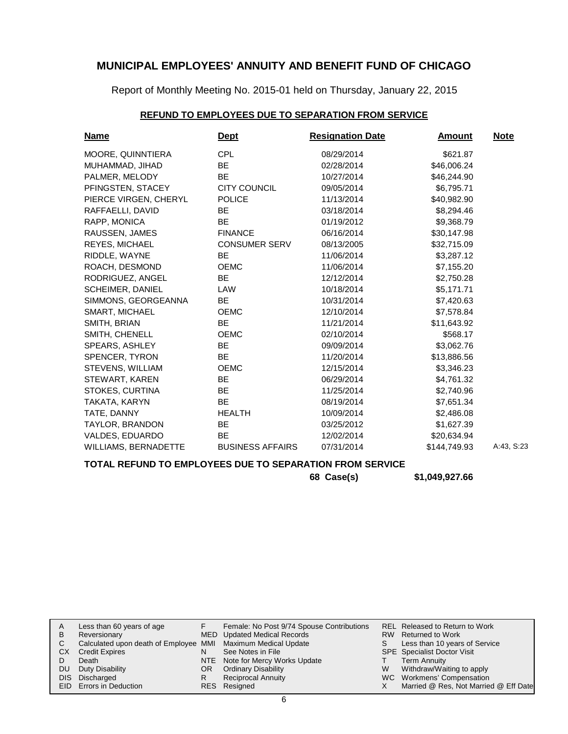# MUNICIPAL EMPLOYEES' ANNUITY AND BENEFIT FUND OF CHICAGO

Report of Monthly Meeting No. 2015-01 held on Thursday, January 22, 2015

## REFUND TO EMPLOYEES DUE TO SEPARATION FROM SERVICE

| Name | Dept | Resignation Date | Amount | Note |
|---|---|---|---|---|
| MOORE, QUINNTIERA | CPL | 08/29/2014 | $621.87 | |
| MUHAMMAD, JIHAD | BE | 02/28/2014 | $46,006.24 | |
| PALMER, MELODY | BE | 10/27/2014 | $46,244.90 | |
| PFINGSTEN, STACEY | CITY COUNCIL | 09/05/2014 | $6,795.71 | |
| PIERCE VIRGEN, CHERYL | POLICE | 11/13/2014 | $40,982.90 | |
| RAFFAELLI, DAVID | BE | 03/18/2014 | $8,294.46 | |
| RAPP, MONICA | BE | 01/19/2012 | $9,368.79 | |
| RAUSSEN, JAMES | FINANCE | 06/16/2014 | $30,147.98 | |
| REYES, MICHAEL | CONSUMER SERV | 08/13/2005 | $32,715.09 | |
| RIDDLE, WAYNE | BE | 11/06/2014 | $3,287.12 | |
| ROACH, DESMOND | OEMC | 11/06/2014 | $7,155.20 | |
| RODRIGUEZ, ANGEL | BE | 12/12/2014 | $2,750.28 | |
| SCHEIMER, DANIEL | LAW | 10/18/2014 | $5,171.71 | |
| SIMMONS, GEORGEANNA | BE | 10/31/2014 | $7,420.63 | |
| SMART, MICHAEL | OEMC | 12/10/2014 | $7,578.84 | |
| SMITH, BRIAN | BE | 11/21/2014 | $11,643.92 | |
| SMITH, CHENELL | OEMC | 02/10/2014 | $568.17 | |
| SPEARS, ASHLEY | BE | 09/09/2014 | $3,062.76 | |
| SPENCER, TYRON | BE | 11/20/2014 | $13,886.56 | |
| STEVENS, WILLIAM | OEMC | 12/15/2014 | $3,346.23 | |
| STEWART, KAREN | BE | 06/29/2014 | $4,761.32 | |
| STOKES, CURTINA | BE | 11/25/2014 | $2,740.96 | |
| TAKATA, KARYN | BE | 08/19/2014 | $7,651.34 | |
| TATE, DANNY | HEALTH | 10/09/2014 | $2,486.08 | |
| TAYLOR, BRANDON | BE | 03/25/2012 | $1,627.39 | |
| VALDES, EDUARDO | BE | 12/02/2014 | $20,634.94 | |
| WILLIAMS, BERNADETTE | BUSINESS AFFAIRS | 07/31/2014 | $144,749.93 | A:43, S:23 |

**TOTAL REFUND TO EMPLOYEES DUE TO SEPARATION FROM SERVICE**

**68 Case(s) $1,049,927.66**

| | | | | | |
|---|---|---|---|---|---|
| A | Less than 60 years of age | F | Female: No Post 9/74 Spouse Contributions | REL | Released to Return to Work |
| B | Reversionary | MED | Updated Medical Records | RW | Returned to Work |
| C | Calculated upon death of Employee | MMI | Maximum Medical Update | S | Less than 10 years of Service |
| CX | Credit Expires | N | See Notes in File | SPE | Specialist Doctor Visit |
| D | Death | NTE | Note for Mercy Works Update | T | Term Annuity |
| DU | Duty Disability | OR | Ordinary Disability | W | Withdraw/Waiting to apply |
| DIS | Discharged | R | Reciprocal Annuity | WC | Workmens' Compensation |
| EID | Errors in Deduction | RES | Resigned | X | Married @ Res, Not Married @ Eff Date |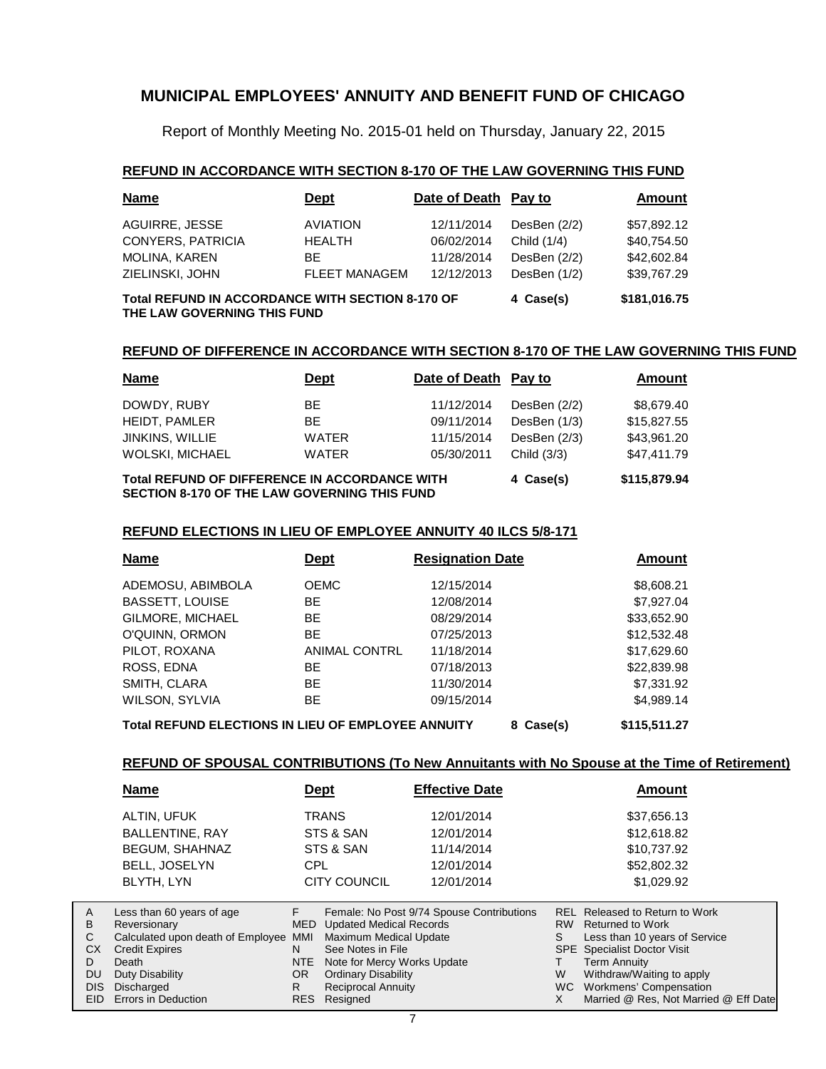# MUNICIPAL EMPLOYEES' ANNUITY AND BENEFIT FUND OF CHICAGO

Report of Monthly Meeting No. 2015-01 held on Thursday, January 22, 2015

## REFUND IN ACCORDANCE WITH SECTION 8-170 OF THE LAW GOVERNING THIS FUND

| Name | Dept | Date of Death | Pay to | Amount |
|---|---|---|---|---|
| AGUIRRE, JESSE | AVIATION | 12/11/2014 | DesBen (2/2) | $57,892.12 |
| CONYERS, PATRICIA | HEALTH | 06/02/2014 | Child (1/4) | $40,754.50 |
| MOLINA, KAREN | BE | 11/28/2014 | DesBen (2/2) | $42,602.84 |
| ZIELINSKI, JOHN | FLEET MANAGEM | 12/12/2013 | DesBen (1/2) | $39,767.29 |
| **Total REFUND IN ACCORDANCE WITH SECTION 8-170 OF THE LAW GOVERNING THIS FUND** | | | **4 Case(s)** | **$181,016.75** |

## REFUND OF DIFFERENCE IN ACCORDANCE WITH SECTION 8-170 OF THE LAW GOVERNING THIS FUND

| Name | Dept | Date of Death | Pay to | Amount |
|---|---|---|---|---|
| DOWDY, RUBY | BE | 11/12/2014 | DesBen (2/2) | $8,679.40 |
| HEIDT, PAMLER | BE | 09/11/2014 | DesBen (1/3) | $15,827.55 |
| JINKINS, WILLIE | WATER | 11/15/2014 | DesBen (2/3) | $43,961.20 |
| WOLSKI, MICHAEL | WATER | 05/30/2011 | Child (3/3) | $47,411.79 |
| **Total REFUND OF DIFFERENCE IN ACCORDANCE WITH SECTION 8-170 OF THE LAW GOVERNING THIS FUND** | | | **4 Case(s)** | **$115,879.94** |

## REFUND ELECTIONS IN LIEU OF EMPLOYEE ANNUITY 40 ILCS 5/8-171

| Name | Dept | Resignation Date | | Amount |
|---|---|---|---|---|
| ADEMOSU, ABIMBOLA | OEMC | 12/15/2014 | | $8,608.21 |
| BASSETT, LOUISE | BE | 12/08/2014 | | $7,927.04 |
| GILMORE, MICHAEL | BE | 08/29/2014 | | $33,652.90 |
| O'QUINN, ORMON | BE | 07/25/2013 | | $12,532.48 |
| PILOT, ROXANA | ANIMAL CONTRL | 11/18/2014 | | $17,629.60 |
| ROSS, EDNA | BE | 07/18/2013 | | $22,839.98 |
| SMITH, CLARA | BE | 11/30/2014 | | $7,331.92 |
| WILSON, SYLVIA | BE | 09/15/2014 | | $4,989.14 |
| **Total REFUND ELECTIONS IN LIEU OF EMPLOYEE ANNUITY** | | | **8 Case(s)** | **$115,511.27** |

## REFUND OF SPOUSAL CONTRIBUTIONS (To New Annuitants with No Spouse at the Time of Retirement)

| Name | Dept | Effective Date | Amount |
|---|---|---|---|
| ALTIN, UFUK | TRANS | 12/01/2014 | $37,656.13 |
| BALLENTINE, RAY | STS & SAN | 12/01/2014 | $12,618.82 |
| BEGUM, SHAHNAZ | STS & SAN | 11/14/2014 | $10,737.92 |
| BELL, JOSELYN | CPL | 12/01/2014 | $52,802.32 |
| BLYTH, LYN | CITY COUNCIL | 12/01/2014 | $1,029.92 |

| | | | | | |
|---|---|---|---|---|---|
| A | Less than 60 years of age | F | Female: No Post 9/74 Spouse Contributions | REL | Released to Return to Work |
| B | Reversionary | MED | Updated Medical Records | RW | Returned to Work |
| C | Calculated upon death of Employee | MMI | Maximum Medical Update | S | Less than 10 years of Service |
| CX | Credit Expires | N | See Notes in File | SPE | Specialist Doctor Visit |
| D | Death | NTE | Note for Mercy Works Update | T | Term Annuity |
| DU | Duty Disability | OR | Ordinary Disability | W | Withdraw/Waiting to apply |
| DIS | Discharged | R | Reciprocal Annuity | WC | Workmens' Compensation |
| EID | Errors in Deduction | RES | Resigned | X | Married @ Res, Not Married @ Eff Date |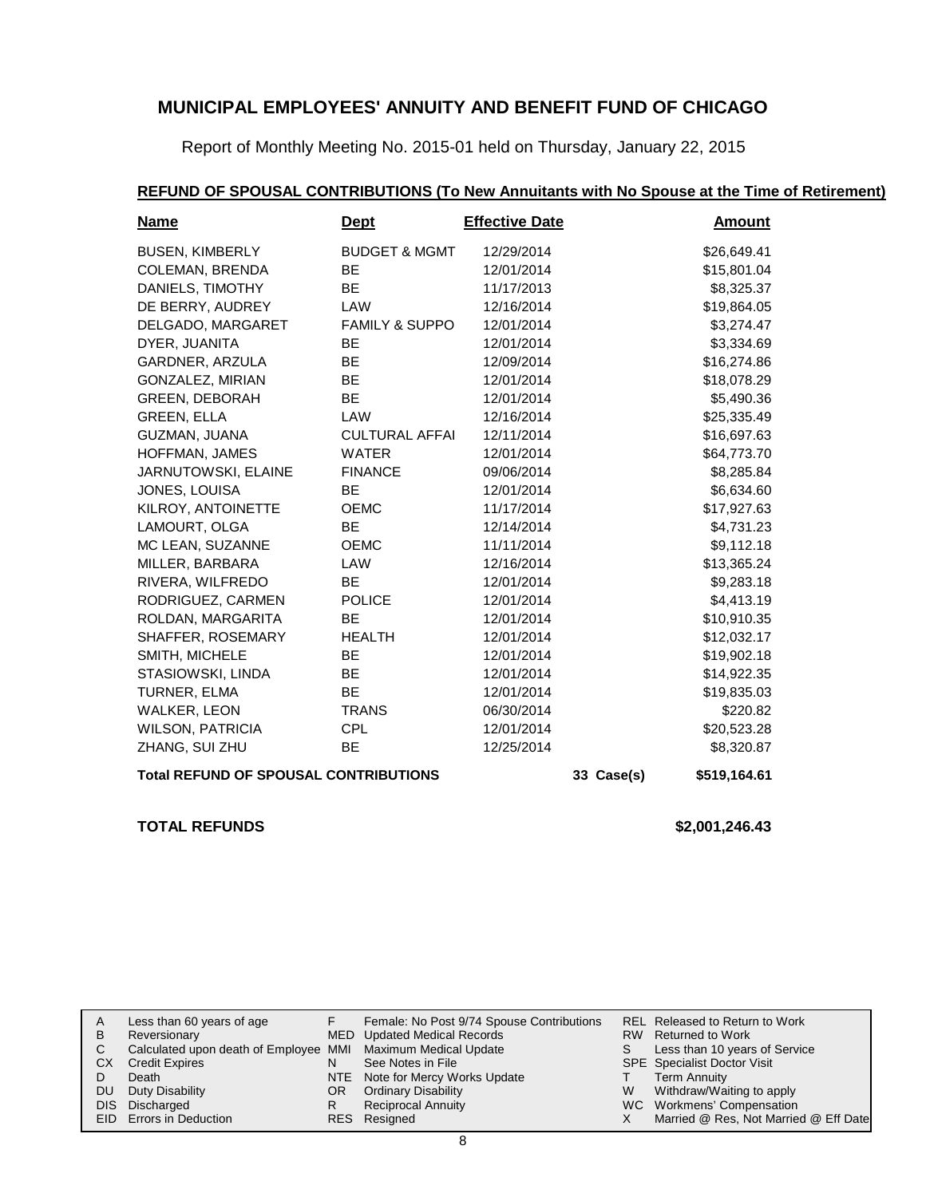# MUNICIPAL EMPLOYEES' ANNUITY AND BENEFIT FUND OF CHICAGO

Report of Monthly Meeting No. 2015-01 held on Thursday, January 22, 2015

## REFUND OF SPOUSAL CONTRIBUTIONS (To New Annuitants with No Spouse at the Time of Retirement)

| Name | Dept | Effective Date | | Amount |
|---|---|---|---|---|
| BUSEN, KIMBERLY | BUDGET & MGMT | 12/29/2014 | | $26,649.41 |
| COLEMAN, BRENDA | BE | 12/01/2014 | | $15,801.04 |
| DANIELS, TIMOTHY | BE | 11/17/2013 | | $8,325.37 |
| DE BERRY, AUDREY | LAW | 12/16/2014 | | $19,864.05 |
| DELGADO, MARGARET | FAMILY & SUPPO | 12/01/2014 | | $3,274.47 |
| DYER, JUANITA | BE | 12/01/2014 | | $3,334.69 |
| GARDNER, ARZULA | BE | 12/09/2014 | | $16,274.86 |
| GONZALEZ, MIRIAN | BE | 12/01/2014 | | $18,078.29 |
| GREEN, DEBORAH | BE | 12/01/2014 | | $5,490.36 |
| GREEN, ELLA | LAW | 12/16/2014 | | $25,335.49 |
| GUZMAN, JUANA | CULTURAL AFFAI | 12/11/2014 | | $16,697.63 |
| HOFFMAN, JAMES | WATER | 12/01/2014 | | $64,773.70 |
| JARNUTOWSKI, ELAINE | FINANCE | 09/06/2014 | | $8,285.84 |
| JONES, LOUISA | BE | 12/01/2014 | | $6,634.60 |
| KILROY, ANTOINETTE | OEMC | 11/17/2014 | | $17,927.63 |
| LAMOURT, OLGA | BE | 12/14/2014 | | $4,731.23 |
| MC LEAN, SUZANNE | OEMC | 11/11/2014 | | $9,112.18 |
| MILLER, BARBARA | LAW | 12/16/2014 | | $13,365.24 |
| RIVERA, WILFREDO | BE | 12/01/2014 | | $9,283.18 |
| RODRIGUEZ, CARMEN | POLICE | 12/01/2014 | | $4,413.19 |
| ROLDAN, MARGARITA | BE | 12/01/2014 | | $10,910.35 |
| SHAFFER, ROSEMARY | HEALTH | 12/01/2014 | | $12,032.17 |
| SMITH, MICHELE | BE | 12/01/2014 | | $19,902.18 |
| STASIOWSKI, LINDA | BE | 12/01/2014 | | $14,922.35 |
| TURNER, ELMA | BE | 12/01/2014 | | $19,835.03 |
| WALKER, LEON | TRANS | 06/30/2014 | | $220.82 |
| WILSON, PATRICIA | CPL | 12/01/2014 | | $20,523.28 |
| ZHANG, SUI ZHU | BE | 12/25/2014 | | $8,320.87 |
| **Total REFUND OF SPOUSAL CONTRIBUTIONS** | | | 33 Case(s) | **$519,164.61** |

**TOTAL REFUNDS** **$2,001,246.43**

| | | | | | |
|---|---|---|---|---|---|
| A | Less than 60 years of age | F | Female: No Post 9/74 Spouse Contributions | REL | Released to Return to Work |
| B | Reversionary | MED | Updated Medical Records | RW | Returned to Work |
| C | Calculated upon death of Employee | MMI | Maximum Medical Update | S | Less than 10 years of Service |
| CX | Credit Expires | N | See Notes in File | SPE | Specialist Doctor Visit |
| D | Death | NTE | Note for Mercy Works Update | T | Term Annuity |
| DU | Duty Disability | OR | Ordinary Disability | W | Withdraw/Waiting to apply |
| DIS | Discharged | R | Reciprocal Annuity | WC | Workmens' Compensation |
| EID | Errors in Deduction | RES | Resigned | X | Married @ Res, Not Married @ Eff Date |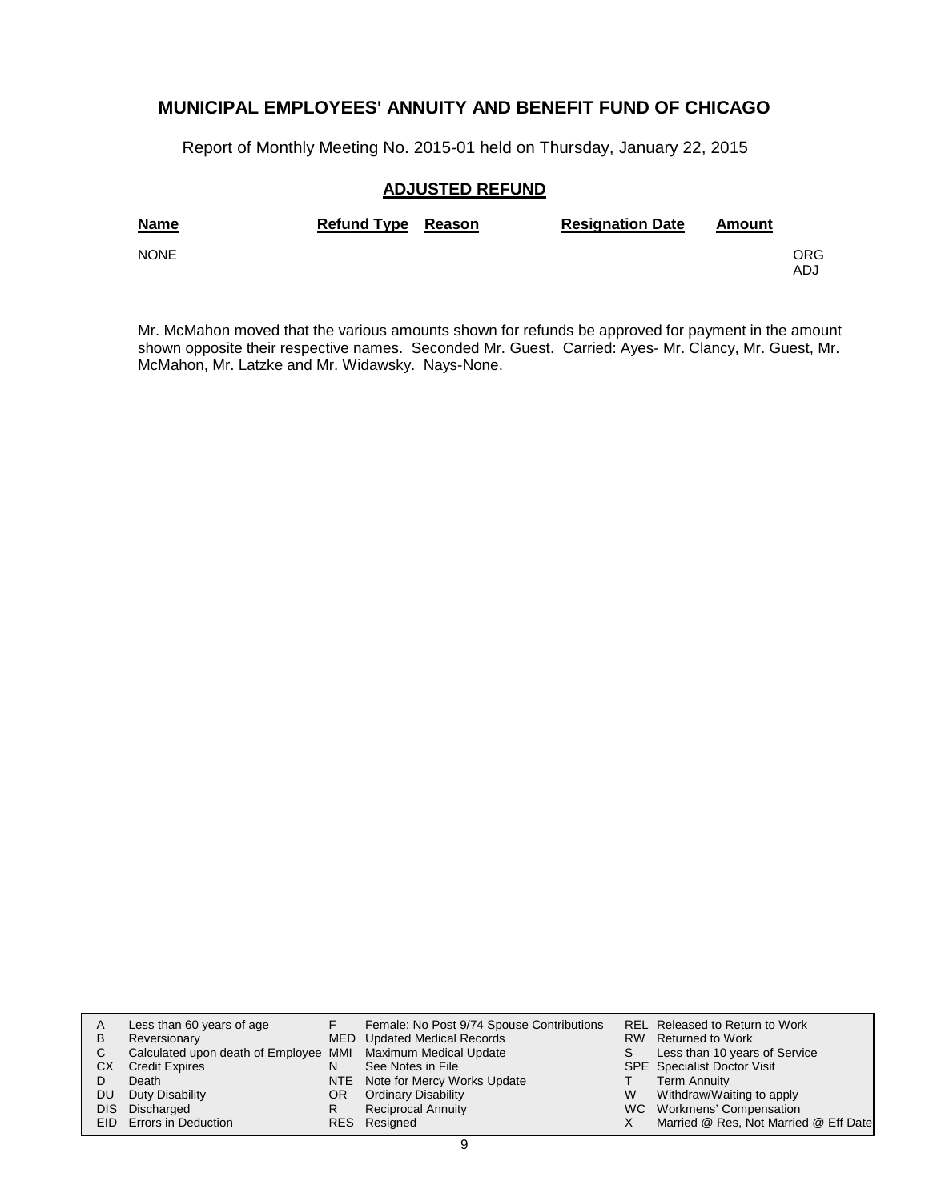# MUNICIPAL EMPLOYEES' ANNUITY AND BENEFIT FUND OF CHICAGO

Report of Monthly Meeting No. 2015-01 held on Thursday, January 22, 2015

## ADJUSTED REFUND

| Name | Refund Type | Reason | Resignation Date | Amount | |
|---|---|---|---|---|---|
| NONE | | | | | ORG<br>ADJ |

Mr. McMahon moved that the various amounts shown for refunds be approved for payment in the amount shown opposite their respective names. Seconded Mr. Guest. Carried: Ayes- Mr. Clancy, Mr. Guest, Mr. McMahon, Mr. Latzke and Mr. Widawsky. Nays-None.

| | | | | | |
|---|---|---|---|---|---|
| A | Less than 60 years of age | F | Female: No Post 9/74 Spouse Contributions | REL | Released to Return to Work |
| B | Reversionary | MED | Updated Medical Records | RW | Returned to Work |
| C | Calculated upon death of Employee | MMI | Maximum Medical Update | S | Less than 10 years of Service |
| CX | Credit Expires | N | See Notes in File | SPE | Specialist Doctor Visit |
| D | Death | NTE | Note for Mercy Works Update | T | Term Annuity |
| DU | Duty Disability | OR | Ordinary Disability | W | Withdraw/Waiting to apply |
| DIS | Discharged | R | Reciprocal Annuity | WC | Workmens' Compensation |
| EID | Errors in Deduction | RES | Resigned | X | Married @ Res, Not Married @ Eff Date |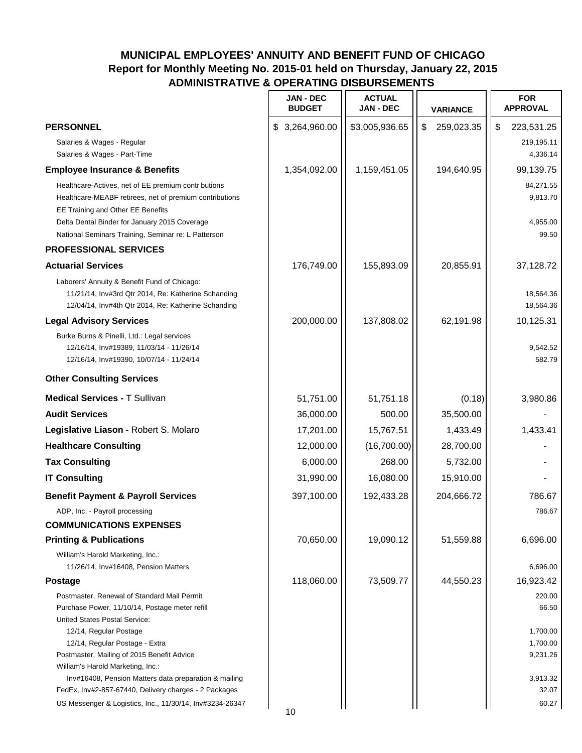# MUNICIPAL EMPLOYEES' ANNUITY AND BENEFIT FUND OF CHICAGO
## Report for Monthly Meeting No. 2015-01 held on Thursday, January 22, 2015
## ADMINISTRATIVE & OPERATING DISBURSEMENTS

| | JAN - DEC BUDGET | ACTUAL JAN - DEC | VARIANCE | FOR APPROVAL |
|---|---|---|---|---|
| **PERSONNEL** | $ 3,264,960.00 | $3,005,936.65 | $ 259,023.35 | $ 223,531.25 |
| Salaries & Wages - Regular | | | | 219,195.11 |
| Salaries & Wages - Part-Time | | | | 4,336.14 |
| **Employee Insurance & Benefits** | 1,354,092.00 | 1,159,451.05 | 194,640.95 | 99,139.75 |
| Healthcare-Actives, net of EE premium contr butions | | | | 84,271.55 |
| Healthcare-MEABF retirees, net of premium contributions | | | | 9,813.70 |
| EE Training and Other EE Benefits | | | | |
| Delta Dental Binder for January 2015 Coverage | | | | 4,955.00 |
| National Seminars Training, Seminar re: L Patterson | | | | 99.50 |
| **PROFESSIONAL SERVICES** | | | | |
| **Actuarial Services** | 176,749.00 | 155,893.09 | 20,855.91 | 37,128.72 |
| Laborers' Annuity & Benefit Fund of Chicago: | | | | |
| 11/21/14, Inv#3rd Qtr 2014, Re: Katherine Schanding | | | | 18,564.36 |
| 12/04/14, Inv#4th Qtr 2014, Re: Katherine Schanding | | | | 18,564.36 |
| **Legal Advisory Services** | 200,000.00 | 137,808.02 | 62,191.98 | 10,125.31 |
| Burke Burns & Pinelli, Ltd.: Legal services | | | | |
| 12/16/14, Inv#19389, 11/03/14 - 11/26/14 | | | | 9,542.52 |
| 12/16/14, Inv#19390, 10/07/14 - 11/24/14 | | | | 582.79 |
| **Other Consulting Services** | | | | |
| **Medical Services -** T Sullivan | 51,751.00 | 51,751.18 | (0.18) | 3,980.86 |
| **Audit Services** | 36,000.00 | 500.00 | 35,500.00 | - |
| **Legislative Liason -** Robert S. Molaro | 17,201.00 | 15,767.51 | 1,433.49 | 1,433.41 |
| **Healthcare Consulting** | 12,000.00 | (16,700.00) | 28,700.00 | - |
| **Tax Consulting** | 6,000.00 | 268.00 | 5,732.00 | - |
| **IT Consulting** | 31,990.00 | 16,080.00 | 15,910.00 | - |
| **Benefit Payment & Payroll Services** | 397,100.00 | 192,433.28 | 204,666.72 | 786.67 |
| ADP, Inc. - Payroll processing | | | | 786.67 |
| **COMMUNICATIONS EXPENSES** | | | | |
| **Printing & Publications** | 70,650.00 | 19,090.12 | 51,559.88 | 6,696.00 |
| William's Harold Marketing, Inc.: | | | | |
| 11/26/14, Inv#16408, Pension Matters | | | | 6,696.00 |
| **Postage** | 118,060.00 | 73,509.77 | 44,550.23 | 16,923.42 |
| Postmaster, Renewal of Standard Mail Permit | | | | 220.00 |
| Purchase Power, 11/10/14, Postage meter refill | | | | 66.50 |
| United States Postal Service: | | | | |
| 12/14, Regular Postage | | | | 1,700.00 |
| 12/14, Regular Postage - Extra | | | | 1,700.00 |
| Postmaster, Mailing of 2015 Benefit Advice | | | | 9,231.26 |
| William's Harold Marketing, Inc.: | | | | |
| Inv#16408, Pension Matters data preparation & mailing | | | | 3,913.32 |
| FedEx, Inv#2-857-67440, Delivery charges - 2 Packages | | | | 32.07 |
| US Messenger & Logistics, Inc., 11/30/14, Inv#3234-26347 | | | | 60.27 |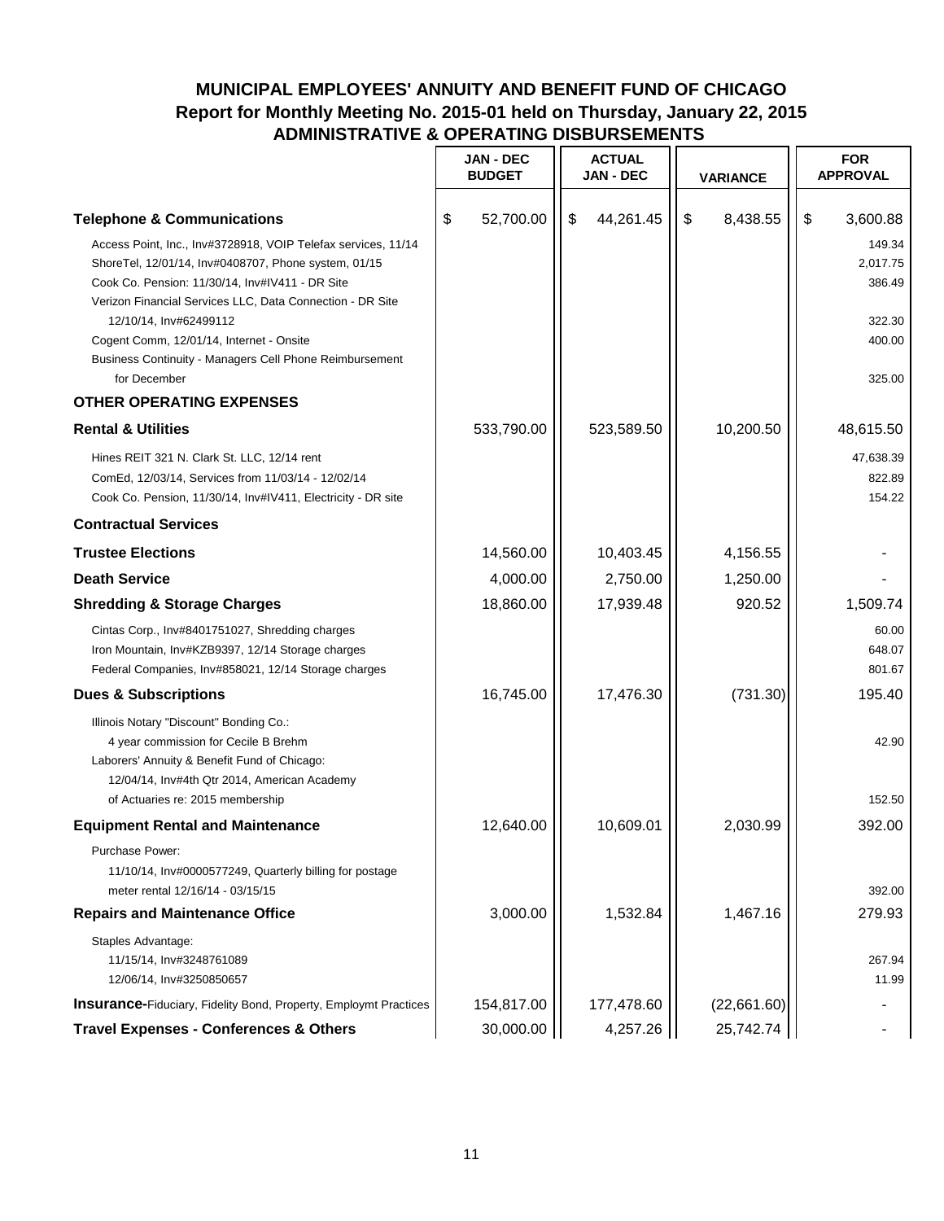# MUNICIPAL EMPLOYEES' ANNUITY AND BENEFIT FUND OF CHICAGO
## Report for Monthly Meeting No. 2015-01 held on Thursday, January 22, 2015
## ADMINISTRATIVE & OPERATING DISBURSEMENTS

| | JAN - DEC BUDGET | ACTUAL JAN - DEC | VARIANCE | FOR APPROVAL |
|---|---|---|---|---|
| **Telephone & Communications** | $ 52,700.00 | $ 44,261.45 | $ 8,438.55 | $ 3,600.88 |
| Access Point, Inc., Inv#3728918, VOIP Telefax services, 11/14 | | | | 149.34 |
| ShoreTel, 12/01/14, Inv#0408707, Phone system, 01/15 | | | | 2,017.75 |
| Cook Co. Pension: 11/30/14, Inv#IV411 - DR Site | | | | 386.49 |
| Verizon Financial Services LLC, Data Connection - DR Site 12/10/14, Inv#62499112 | | | | 322.30 |
| Cogent Comm, 12/01/14, Internet - Onsite | | | | 400.00 |
| Business Continuity - Managers Cell Phone Reimbursement for December | | | | 325.00 |
| **OTHER OPERATING EXPENSES** | | | | |
| **Rental & Utilities** | 533,790.00 | 523,589.50 | 10,200.50 | 48,615.50 |
| Hines REIT 321 N. Clark St. LLC, 12/14 rent | | | | 47,638.39 |
| ComEd, 12/03/14, Services from 11/03/14 - 12/02/14 | | | | 822.89 |
| Cook Co. Pension, 11/30/14, Inv#IV411, Electricity - DR site | | | | 154.22 |
| **Contractual Services** | | | | |
| **Trustee Elections** | 14,560.00 | 10,403.45 | 4,156.55 | - |
| **Death Service** | 4,000.00 | 2,750.00 | 1,250.00 | - |
| **Shredding & Storage Charges** | 18,860.00 | 17,939.48 | 920.52 | 1,509.74 |
| Cintas Corp., Inv#8401751027, Shredding charges | | | | 60.00 |
| Iron Mountain, Inv#KZB9397, 12/14 Storage charges | | | | 648.07 |
| Federal Companies, Inv#858021, 12/14 Storage charges | | | | 801.67 |
| **Dues & Subscriptions** | 16,745.00 | 17,476.30 | (731.30) | 195.40 |
| Illinois Notary "Discount" Bonding Co.: 4 year commission for Cecile B Brehm | | | | 42.90 |
| Laborers' Annuity & Benefit Fund of Chicago: 12/04/14, Inv#4th Qtr 2014, American Academy of Actuaries re: 2015 membership | | | | 152.50 |
| **Equipment Rental and Maintenance** | 12,640.00 | 10,609.01 | 2,030.99 | 392.00 |
| Purchase Power: 11/10/14, Inv#0000577249, Quarterly billing for postage meter rental 12/16/14 - 03/15/15 | | | | 392.00 |
| **Repairs and Maintenance Office** | 3,000.00 | 1,532.84 | 1,467.16 | 279.93 |
| Staples Advantage: 11/15/14, Inv#3248761089 | | | | 267.94 |
| 12/06/14, Inv#3250850657 | | | | 11.99 |
| **Insurance**-Fiduciary, Fidelity Bond, Property, Employmt Practices | 154,817.00 | 177,478.60 | (22,661.60) | - |
| **Travel Expenses - Conferences & Others** | 30,000.00 | 4,257.26 | 25,742.74 | - |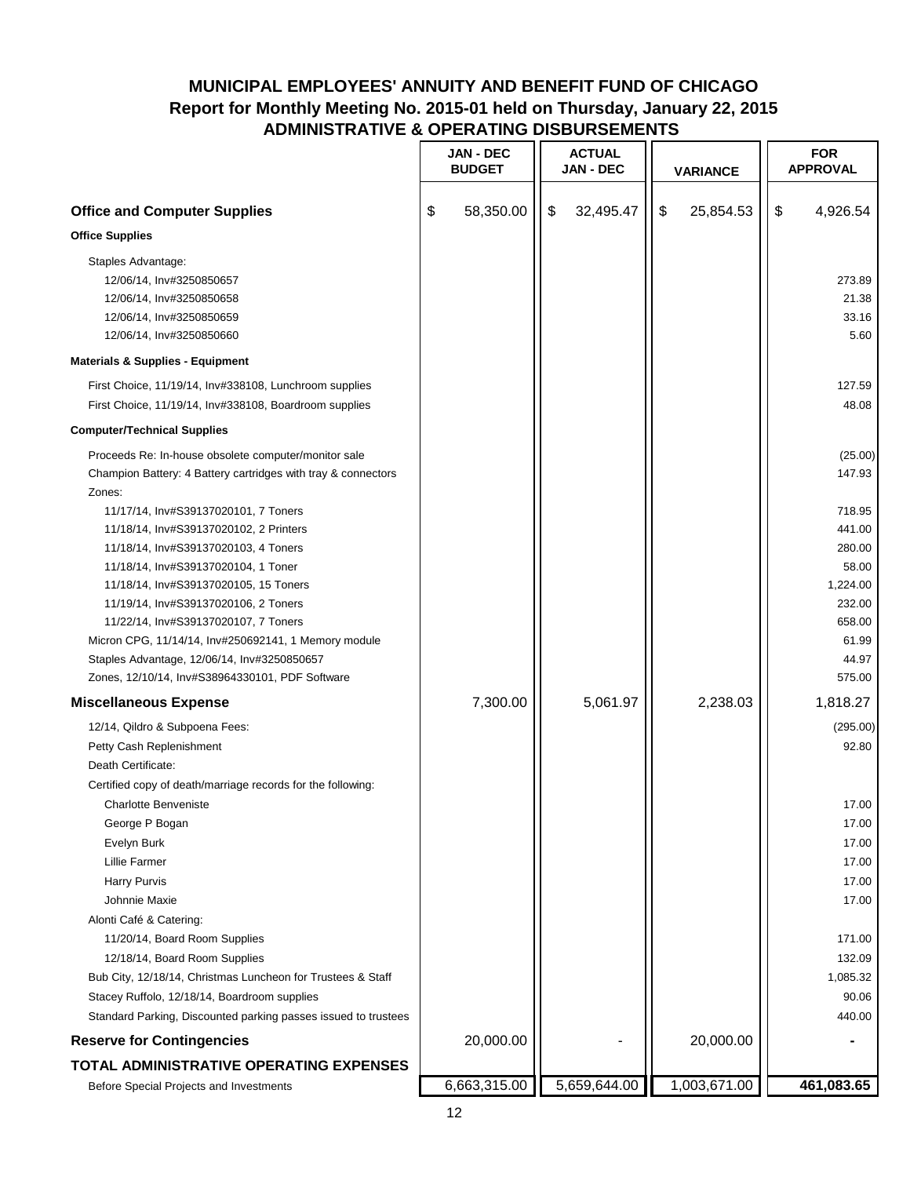# MUNICIPAL EMPLOYEES' ANNUITY AND BENEFIT FUND OF CHICAGO

## Report for Monthly Meeting No. 2015-01 held on Thursday, January 22, 2015

## ADMINISTRATIVE & OPERATING DISBURSEMENTS

| | JAN - DEC BUDGET | ACTUAL JAN - DEC | VARIANCE | FOR APPROVAL |
|---|---|---|---|---|
| **Office and Computer Supplies** | $ 58,350.00 | $ 32,495.47 | $ 25,854.53 | $ 4,926.54 |
| **Office Supplies** | | | | |
| Staples Advantage: | | | | |
| 12/06/14, Inv#3250850657 | | | | 273.89 |
| 12/06/14, Inv#3250850658 | | | | 21.38 |
| 12/06/14, Inv#3250850659 | | | | 33.16 |
| 12/06/14, Inv#3250850660 | | | | 5.60 |
| **Materials & Supplies - Equipment** | | | | |
| First Choice, 11/19/14, Inv#338108, Lunchroom supplies | | | | 127.59 |
| First Choice, 11/19/14, Inv#338108, Boardroom supplies | | | | 48.08 |
| **Computer/Technical Supplies** | | | | |
| Proceeds Re: In-house obsolete computer/monitor sale | | | | (25.00) |
| Champion Battery: 4 Battery cartridges with tray & connectors | | | | 147.93 |
| Zones: | | | | |
| 11/17/14, Inv#S39137020101, 7 Toners | | | | 718.95 |
| 11/18/14, Inv#S39137020102, 2 Printers | | | | 441.00 |
| 11/18/14, Inv#S39137020103, 4 Toners | | | | 280.00 |
| 11/18/14, Inv#S39137020104, 1 Toner | | | | 58.00 |
| 11/18/14, Inv#S39137020105, 15 Toners | | | | 1,224.00 |
| 11/19/14, Inv#S39137020106, 2 Toners | | | | 232.00 |
| 11/22/14, Inv#S39137020107, 7 Toners | | | | 658.00 |
| Micron CPG, 11/14/14, Inv#250692141, 1 Memory module | | | | 61.99 |
| Staples Advantage, 12/06/14, Inv#3250850657 | | | | 44.97 |
| Zones, 12/10/14, Inv#S38964330101, PDF Software | | | | 575.00 |
| **Miscellaneous Expense** | 7,300.00 | 5,061.97 | 2,238.03 | 1,818.27 |
| 12/14, Qildro & Subpoena Fees: | | | | (295.00) |
| Petty Cash Replenishment | | | | 92.80 |
| Death Certificate: | | | | |
| Certified copy of death/marriage records for the following: | | | | |
| Charlotte Benveniste | | | | 17.00 |
| George P Bogan | | | | 17.00 |
| Evelyn Burk | | | | 17.00 |
| Lillie Farmer | | | | 17.00 |
| Harry Purvis | | | | 17.00 |
| Johnnie Maxie | | | | 17.00 |
| Alonti Café & Catering: | | | | |
| 11/20/14, Board Room Supplies | | | | 171.00 |
| 12/18/14, Board Room Supplies | | | | 132.09 |
| Bub City, 12/18/14, Christmas Luncheon for Trustees & Staff | | | | 1,085.32 |
| Stacey Ruffolo, 12/18/14, Boardroom supplies | | | | 90.06 |
| Standard Parking, Discounted parking passes issued to trustees | | | | 440.00 |
| **Reserve for Contingencies** | 20,000.00 | - | 20,000.00 | - |
| **TOTAL ADMINISTRATIVE OPERATING EXPENSES** | | | | |
| Before Special Projects and Investments | 6,663,315.00 | 5,659,644.00 | 1,003,671.00 | **461,083.65** |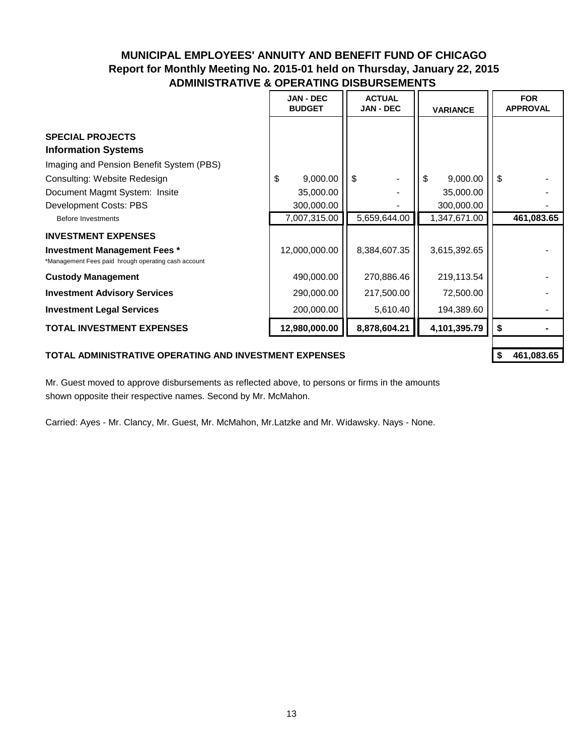# MUNICIPAL EMPLOYEES' ANNUITY AND BENEFIT FUND OF CHICAGO

## Report for Monthly Meeting No. 2015-01 held on Thursday, January 22, 2015

## ADMINISTRATIVE & OPERATING DISBURSEMENTS

| | JAN - DEC BUDGET | ACTUAL JAN - DEC | VARIANCE | FOR APPROVAL |
|---|---|---|---|---|
| **SPECIAL PROJECTS** | | | | |
| **Information Systems** | | | | |
| Imaging and Pension Benefit System (PBS) | | | | |
| Consulting: Website Redesign | $ 9,000.00 | $ - | $ 9,000.00 | $ - |
| Document Magmt System: Insite | 35,000.00 | - | 35,000.00 | - |
| Development Costs: PBS | 300,000.00 | - | 300,000.00 | - |
| Before Investments | 7,007,315.00 | 5,659,644.00 | 1,347,671.00 | **461,083.65** |
| **INVESTMENT EXPENSES** | | | | |
| **Investment Management Fees *** <br> *Management Fees paid hrough operating cash account | 12,000,000.00 | 8,384,607.35 | 3,615,392.65 | - |
| **Custody Management** | 490,000.00 | 270,886.46 | 219,113.54 | - |
| **Investment Advisory Services** | 290,000.00 | 217,500.00 | 72,500.00 | - |
| **Investment Legal Services** | 200,000.00 | 5,610.40 | 194,389.60 | - |
| **TOTAL INVESTMENT EXPENSES** | **12,980,000.00** | **8,878,604.21** | **4,101,395.79** | **$ -** |
| **TOTAL ADMINISTRATIVE OPERATING AND INVESTMENT EXPENSES** | | | | **$ 461,083.65** |

Mr. Guest moved to approve disbursements as reflected above, to persons or firms in the amounts shown opposite their respective names. Second by Mr. McMahon.

Carried: Ayes - Mr. Clancy, Mr. Guest, Mr. McMahon, Mr.Latzke and Mr. Widawsky. Nays - None.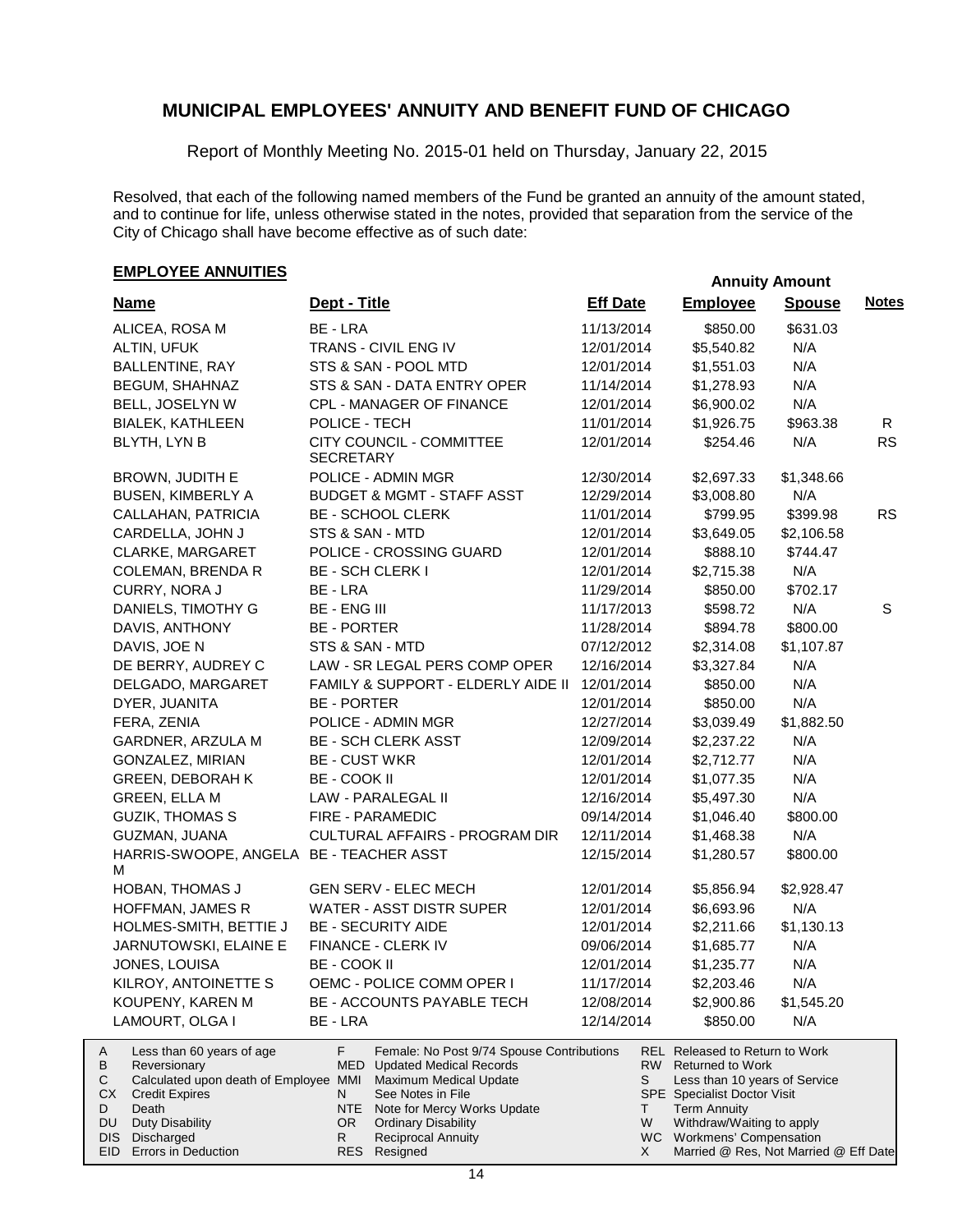# MUNICIPAL EMPLOYEES' ANNUITY AND BENEFIT FUND OF CHICAGO

Report of Monthly Meeting No. 2015-01 held on Thursday, January 22, 2015

Resolved, that each of the following named members of the Fund be granted an annuity of the amount stated, and to continue for life, unless otherwise stated in the notes, provided that separation from the service of the City of Chicago shall have become effective as of such date:

## EMPLOYEE ANNUITIES

| Name | Dept - Title | Eff Date | Annuity Amount Employee | Annuity Amount Spouse | Notes |
|---|---|---|---|---|---|
| ALICEA, ROSA M | BE - LRA | 11/13/2014 | $850.00 | $631.03 | |
| ALTIN, UFUK | TRANS - CIVIL ENG IV | 12/01/2014 | $5,540.82 | N/A | |
| BALLENTINE, RAY | STS & SAN - POOL MTD | 12/01/2014 | $1,551.03 | N/A | |
| BEGUM, SHAHNAZ | STS & SAN - DATA ENTRY OPER | 11/14/2014 | $1,278.93 | N/A | |
| BELL, JOSELYN W | CPL - MANAGER OF FINANCE | 12/01/2014 | $6,900.02 | N/A | |
| BIALEK, KATHLEEN | POLICE - TECH | 11/01/2014 | $1,926.75 | $963.38 | R |
| BLYTH, LYN B | CITY COUNCIL - COMMITTEE SECRETARY | 12/01/2014 | $254.46 | N/A | RS |
| BROWN, JUDITH E | POLICE - ADMIN MGR | 12/30/2014 | $2,697.33 | $1,348.66 | |
| BUSEN, KIMBERLY A | BUDGET & MGMT - STAFF ASST | 12/29/2014 | $3,008.80 | N/A | |
| CALLAHAN, PATRICIA | BE - SCHOOL CLERK | 11/01/2014 | $799.95 | $399.98 | RS |
| CARDELLA, JOHN J | STS & SAN - MTD | 12/01/2014 | $3,649.05 | $2,106.58 | |
| CLARKE, MARGARET | POLICE - CROSSING GUARD | 12/01/2014 | $888.10 | $744.47 | |
| COLEMAN, BRENDA R | BE - SCH CLERK I | 12/01/2014 | $2,715.38 | N/A | |
| CURRY, NORA J | BE - LRA | 11/29/2014 | $850.00 | $702.17 | |
| DANIELS, TIMOTHY G | BE - ENG III | 11/17/2013 | $598.72 | N/A | S |
| DAVIS, ANTHONY | BE - PORTER | 11/28/2014 | $894.78 | $800.00 | |
| DAVIS, JOE N | STS & SAN - MTD | 07/12/2012 | $2,314.08 | $1,107.87 | |
| DE BERRY, AUDREY C | LAW - SR LEGAL PERS COMP OPER | 12/16/2014 | $3,327.84 | N/A | |
| DELGADO, MARGARET | FAMILY & SUPPORT - ELDERLY AIDE II | 12/01/2014 | $850.00 | N/A | |
| DYER, JUANITA | BE - PORTER | 12/01/2014 | $850.00 | N/A | |
| FERA, ZENIA | POLICE - ADMIN MGR | 12/27/2014 | $3,039.49 | $1,882.50 | |
| GARDNER, ARZULA M | BE - SCH CLERK ASST | 12/09/2014 | $2,237.22 | N/A | |
| GONZALEZ, MIRIAN | BE - CUST WKR | 12/01/2014 | $2,712.77 | N/A | |
| GREEN, DEBORAH K | BE - COOK II | 12/01/2014 | $1,077.35 | N/A | |
| GREEN, ELLA M | LAW - PARALEGAL II | 12/16/2014 | $5,497.30 | N/A | |
| GUZIK, THOMAS S | FIRE - PARAMEDIC | 09/14/2014 | $1,046.40 | $800.00 | |
| GUZMAN, JUANA | CULTURAL AFFAIRS - PROGRAM DIR | 12/11/2014 | $1,468.38 | N/A | |
| HARRIS-SWOOPE, ANGELA M | BE - TEACHER ASST | 12/15/2014 | $1,280.57 | $800.00 | |
| HOBAN, THOMAS J | GEN SERV - ELEC MECH | 12/01/2014 | $5,856.94 | $2,928.47 | |
| HOFFMAN, JAMES R | WATER - ASST DISTR SUPER | 12/01/2014 | $6,693.96 | N/A | |
| HOLMES-SMITH, BETTIE J | BE - SECURITY AIDE | 12/01/2014 | $2,211.66 | $1,130.13 | |
| JARNUTOWSKI, ELAINE E | FINANCE - CLERK IV | 09/06/2014 | $1,685.77 | N/A | |
| JONES, LOUISA | BE - COOK II | 12/01/2014 | $1,235.77 | N/A | |
| KILROY, ANTOINETTE S | OEMC - POLICE COMM OPER I | 11/17/2014 | $2,203.46 | N/A | |
| KOUPENY, KAREN M | BE - ACCOUNTS PAYABLE TECH | 12/08/2014 | $2,900.86 | $1,545.20 | |
| LAMOURT, OLGA I | BE - LRA | 12/14/2014 | $850.00 | N/A | |

| Code | Description | Code | Description | Code | Description |
|---|---|---|---|---|---|
| A | Less than 60 years of age | F | Female: No Post 9/74 Spouse Contributions | REL | Released to Return to Work |
| B | Reversionary | MED | Updated Medical Records | RW | Returned to Work |
| C | Calculated upon death of Employee | MMI | Maximum Medical Update | S | Less than 10 years of Service |
| CX | Credit Expires | N | See Notes in File | SPE | Specialist Doctor Visit |
| D | Death | NTE | Note for Mercy Works Update | T | Term Annuity |
| DU | Duty Disability | OR | Ordinary Disability | W | Withdraw/Waiting to apply |
| DIS | Discharged | R | Reciprocal Annuity | WC | Workmens' Compensation |
| EID | Errors in Deduction | RES | Resigned | X | Married @ Res, Not Married @ Eff Date |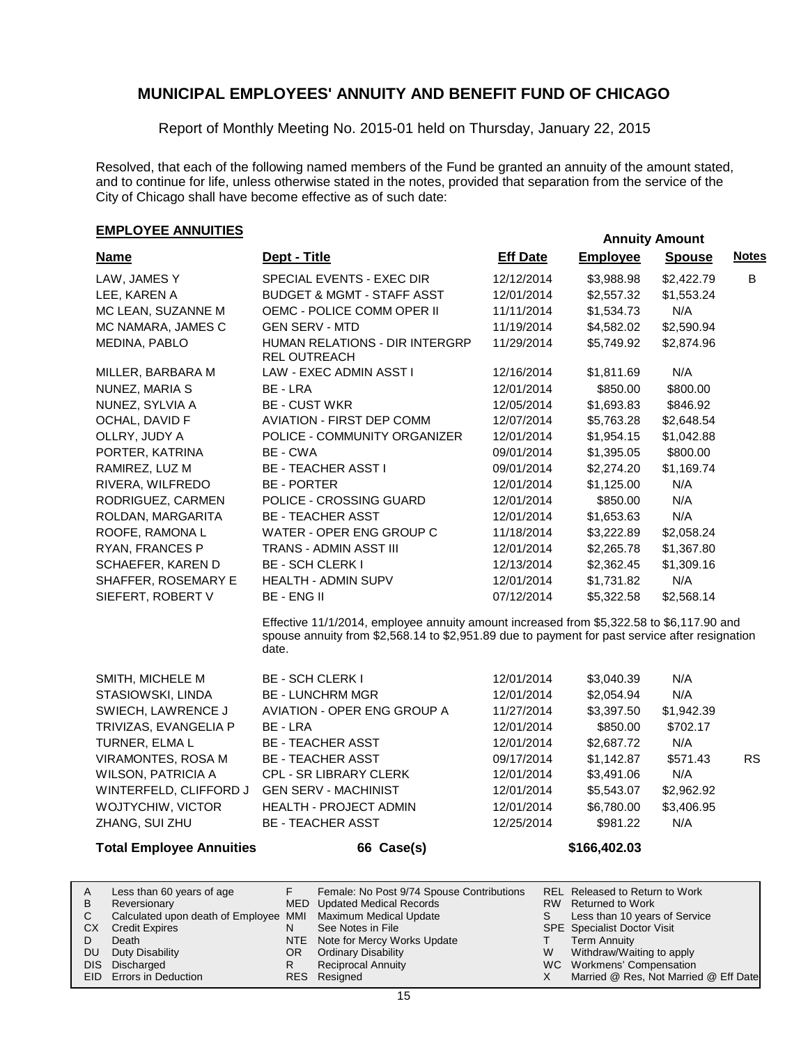## MUNICIPAL EMPLOYEES' ANNUITY AND BENEFIT FUND OF CHICAGO

Report of Monthly Meeting No. 2015-01 held on Thursday, January 22, 2015

Resolved, that each of the following named members of the Fund be granted an annuity of the amount stated, and to continue for life, unless otherwise stated in the notes, provided that separation from the service of the City of Chicago shall have become effective as of such date:

### EMPLOYEE ANNUITIES

| Name | Dept - Title | Eff Date | Annuity Amount Employee | Annuity Amount Spouse | Notes |
|---|---|---|---|---|---|
| LAW, JAMES Y | SPECIAL EVENTS - EXEC DIR | 12/12/2014 | $3,988.98 | $2,422.79 | B |
| LEE, KAREN A | BUDGET & MGMT - STAFF ASST | 12/01/2014 | $2,557.32 | $1,553.24 | |
| MC LEAN, SUZANNE M | OEMC - POLICE COMM OPER II | 11/11/2014 | $1,534.73 | N/A | |
| MC NAMARA, JAMES C | GEN SERV - MTD | 11/19/2014 | $4,582.02 | $2,590.94 | |
| MEDINA, PABLO | HUMAN RELATIONS - DIR INTERGRP REL OUTREACH | 11/29/2014 | $5,749.92 | $2,874.96 | |
| MILLER, BARBARA M | LAW - EXEC ADMIN ASST I | 12/16/2014 | $1,811.69 | N/A | |
| NUNEZ, MARIA S | BE - LRA | 12/01/2014 | $850.00 | $800.00 | |
| NUNEZ, SYLVIA A | BE - CUST WKR | 12/05/2014 | $1,693.83 | $846.92 | |
| OCHAL, DAVID F | AVIATION - FIRST DEP COMM | 12/07/2014 | $5,763.28 | $2,648.54 | |
| OLLRY, JUDY A | POLICE - COMMUNITY ORGANIZER | 12/01/2014 | $1,954.15 | $1,042.88 | |
| PORTER, KATRINA | BE - CWA | 09/01/2014 | $1,395.05 | $800.00 | |
| RAMIREZ, LUZ M | BE - TEACHER ASST I | 09/01/2014 | $2,274.20 | $1,169.74 | |
| RIVERA, WILFREDO | BE - PORTER | 12/01/2014 | $1,125.00 | N/A | |
| RODRIGUEZ, CARMEN | POLICE - CROSSING GUARD | 12/01/2014 | $850.00 | N/A | |
| ROLDAN, MARGARITA | BE - TEACHER ASST | 12/01/2014 | $1,653.63 | N/A | |
| ROOFE, RAMONA L | WATER - OPER ENG GROUP C | 11/18/2014 | $3,222.89 | $2,058.24 | |
| RYAN, FRANCES P | TRANS - ADMIN ASST III | 12/01/2014 | $2,265.78 | $1,367.80 | |
| SCHAEFER, KAREN D | BE - SCH CLERK I | 12/13/2014 | $2,362.45 | $1,309.16 | |
| SHAFFER, ROSEMARY E | HEALTH - ADMIN SUPV | 12/01/2014 | $1,731.82 | N/A | |
| SIEFERT, ROBERT V | BE - ENG II | 07/12/2014 | $5,322.58 | $2,568.14 | |
| | Effective 11/1/2014, employee annuity amount increased from $5,322.58 to $6,117.90 and spouse annuity from $2,568.14 to $2,951.89 due to payment for past service after resignation date. | | | | |
| SMITH, MICHELE M | BE - SCH CLERK I | 12/01/2014 | $3,040.39 | N/A | |
| STASIOWSKI, LINDA | BE - LUNCHRM MGR | 12/01/2014 | $2,054.94 | N/A | |
| SWIECH, LAWRENCE J | AVIATION - OPER ENG GROUP A | 11/27/2014 | $3,397.50 | $1,942.39 | |
| TRIVIZAS, EVANGELIA P | BE - LRA | 12/01/2014 | $850.00 | $702.17 | |
| TURNER, ELMA L | BE - TEACHER ASST | 12/01/2014 | $2,687.72 | N/A | |
| VIRAMONTES, ROSA M | BE - TEACHER ASST | 09/17/2014 | $1,142.87 | $571.43 | RS |
| WILSON, PATRICIA A | CPL - SR LIBRARY CLERK | 12/01/2014 | $3,491.06 | N/A | |
| WINTERFELD, CLIFFORD J | GEN SERV - MACHINIST | 12/01/2014 | $5,543.07 | $2,962.92 | |
| WOJTYCHIW, VICTOR | HEALTH - PROJECT ADMIN | 12/01/2014 | $6,780.00 | $3,406.95 | |
| ZHANG, SUI ZHU | BE - TEACHER ASST | 12/25/2014 | $981.22 | N/A | |

**Total Employee Annuities** **66 Case(s)** **$166,402.03**

| | | | | | |
|---|---|---|---|---|---|
| A | Less than 60 years of age | F | Female: No Post 9/74 Spouse Contributions | REL | Released to Return to Work |
| B | Reversionary | MED | Updated Medical Records | RW | Returned to Work |
| C | Calculated upon death of Employee | MMI | Maximum Medical Update | S | Less than 10 years of Service |
| CX | Credit Expires | N | See Notes in File | SPE | Specialist Doctor Visit |
| D | Death | NTE | Note for Mercy Works Update | T | Term Annuity |
| DU | Duty Disability | OR | Ordinary Disability | W | Withdraw/Waiting to apply |
| DIS | Discharged | R | Reciprocal Annuity | WC | Workmens' Compensation |
| EID | Errors in Deduction | RES | Resigned | X | Married @ Res, Not Married @ Eff Date |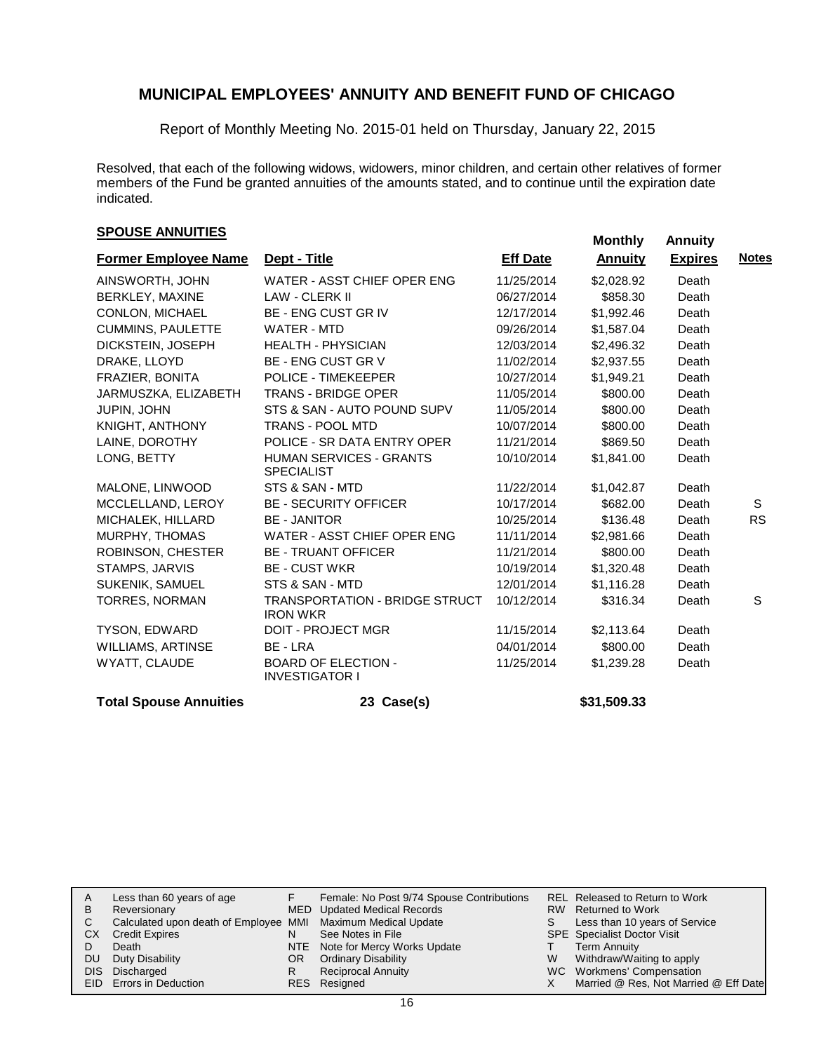# MUNICIPAL EMPLOYEES' ANNUITY AND BENEFIT FUND OF CHICAGO

Report of Monthly Meeting No. 2015-01 held on Thursday, January 22, 2015

Resolved, that each of the following widows, widowers, minor children, and certain other relatives of former members of the Fund be granted annuities of the amounts stated, and to continue until the expiration date indicated.

## SPOUSE ANNUITIES

| Former Employee Name | Dept - Title | Eff Date | Monthly Annuity | Annuity Expires | Notes |
|---|---|---|---|---|---|
| AINSWORTH, JOHN | WATER - ASST CHIEF OPER ENG | 11/25/2014 | $2,028.92 | Death | |
| BERKLEY, MAXINE | LAW - CLERK II | 06/27/2014 | $858.30 | Death | |
| CONLON, MICHAEL | BE - ENG CUST GR IV | 12/17/2014 | $1,992.46 | Death | |
| CUMMINS, PAULETTE | WATER - MTD | 09/26/2014 | $1,587.04 | Death | |
| DICKSTEIN, JOSEPH | HEALTH - PHYSICIAN | 12/03/2014 | $2,496.32 | Death | |
| DRAKE, LLOYD | BE - ENG CUST GR V | 11/02/2014 | $2,937.55 | Death | |
| FRAZIER, BONITA | POLICE - TIMEKEEPER | 10/27/2014 | $1,949.21 | Death | |
| JARMUSZKA, ELIZABETH | TRANS - BRIDGE OPER | 11/05/2014 | $800.00 | Death | |
| JUPIN, JOHN | STS & SAN - AUTO POUND SUPV | 11/05/2014 | $800.00 | Death | |
| KNIGHT, ANTHONY | TRANS - POOL MTD | 10/07/2014 | $800.00 | Death | |
| LAINE, DOROTHY | POLICE - SR DATA ENTRY OPER | 11/21/2014 | $869.50 | Death | |
| LONG, BETTY | HUMAN SERVICES - GRANTS SPECIALIST | 10/10/2014 | $1,841.00 | Death | |
| MALONE, LINWOOD | STS & SAN - MTD | 11/22/2014 | $1,042.87 | Death | |
| MCCLELLAND, LEROY | BE - SECURITY OFFICER | 10/17/2014 | $682.00 | Death | S |
| MICHALEK, HILLARD | BE - JANITOR | 10/25/2014 | $136.48 | Death | RS |
| MURPHY, THOMAS | WATER - ASST CHIEF OPER ENG | 11/11/2014 | $2,981.66 | Death | |
| ROBINSON, CHESTER | BE - TRUANT OFFICER | 11/21/2014 | $800.00 | Death | |
| STAMPS, JARVIS | BE - CUST WKR | 10/19/2014 | $1,320.48 | Death | |
| SUKENIK, SAMUEL | STS & SAN - MTD | 12/01/2014 | $1,116.28 | Death | |
| TORRES, NORMAN | TRANSPORTATION - BRIDGE STRUCT IRON WKR | 10/12/2014 | $316.34 | Death | S |
| TYSON, EDWARD | DOIT - PROJECT MGR | 11/15/2014 | $2,113.64 | Death | |
| WILLIAMS, ARTINSE | BE - LRA | 04/01/2014 | $800.00 | Death | |
| WYATT, CLAUDE | BOARD OF ELECTION - INVESTIGATOR I | 11/25/2014 | $1,239.28 | Death | |
| **Total Spouse Annuities** | **23 Case(s)** | | **$31,509.33** | | |

| | | | | | |
|---|---|---|---|---|---|
| A | Less than 60 years of age | F | Female: No Post 9/74 Spouse Contributions | REL | Released to Return to Work |
| B | Reversionary | MED | Updated Medical Records | RW | Returned to Work |
| C | Calculated upon death of Employee | MMI | Maximum Medical Update | S | Less than 10 years of Service |
| CX | Credit Expires | N | See Notes in File | SPE | Specialist Doctor Visit |
| D | Death | NTE | Note for Mercy Works Update | T | Term Annuity |
| DU | Duty Disability | OR | Ordinary Disability | W | Withdraw/Waiting to apply |
| DIS | Discharged | R | Reciprocal Annuity | WC | Workmens' Compensation |
| EID | Errors in Deduction | RES | Resigned | X | Married @ Res, Not Married @ Eff Date |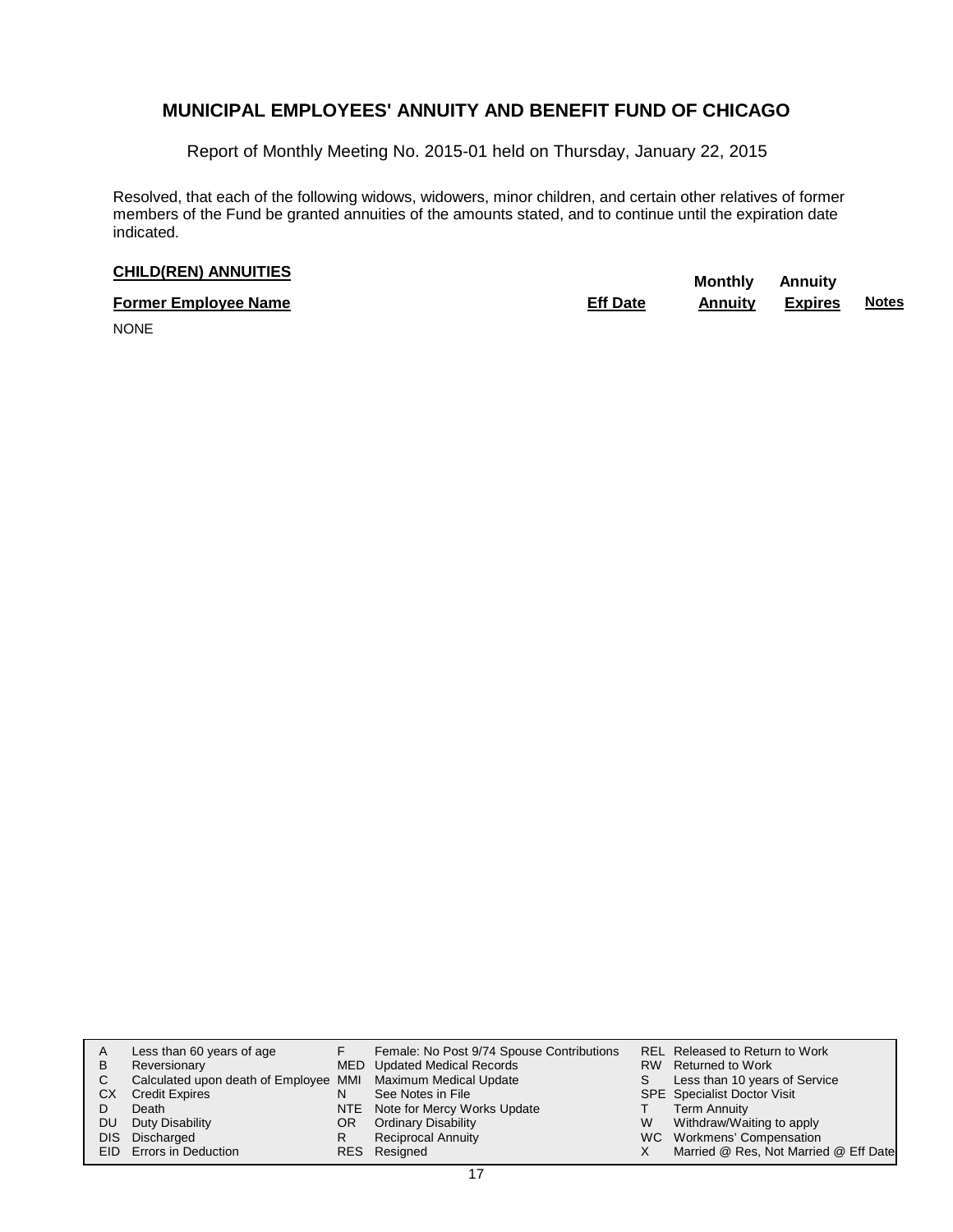# MUNICIPAL EMPLOYEES' ANNUITY AND BENEFIT FUND OF CHICAGO

Report of Monthly Meeting No. 2015-01 held on Thursday, January 22, 2015

Resolved, that each of the following widows, widowers, minor children, and certain other relatives of former members of the Fund be granted annuities of the amounts stated, and to continue until the expiration date indicated.

## CHILD(REN) ANNUITIES

| Former Employee Name | Eff Date | Monthly Annuity | Annuity Expires | Notes |
|---|---|---|---|---|
| NONE | | | | |

| | | | | | |
|---|---|---|---|---|---|
| A | Less than 60 years of age | F | Female: No Post 9/74 Spouse Contributions | REL | Released to Return to Work |
| B | Reversionary | MED | Updated Medical Records | RW | Returned to Work |
| C | Calculated upon death of Employee | MMI | Maximum Medical Update | S | Less than 10 years of Service |
| CX | Credit Expires | N | See Notes in File | SPE | Specialist Doctor Visit |
| D | Death | NTE | Note for Mercy Works Update | T | Term Annuity |
| DU | Duty Disability | OR | Ordinary Disability | W | Withdraw/Waiting to apply |
| DIS | Discharged | R | Reciprocal Annuity | WC | Workmens' Compensation |
| EID | Errors in Deduction | RES | Resigned | X | Married @ Res, Not Married @ Eff Date |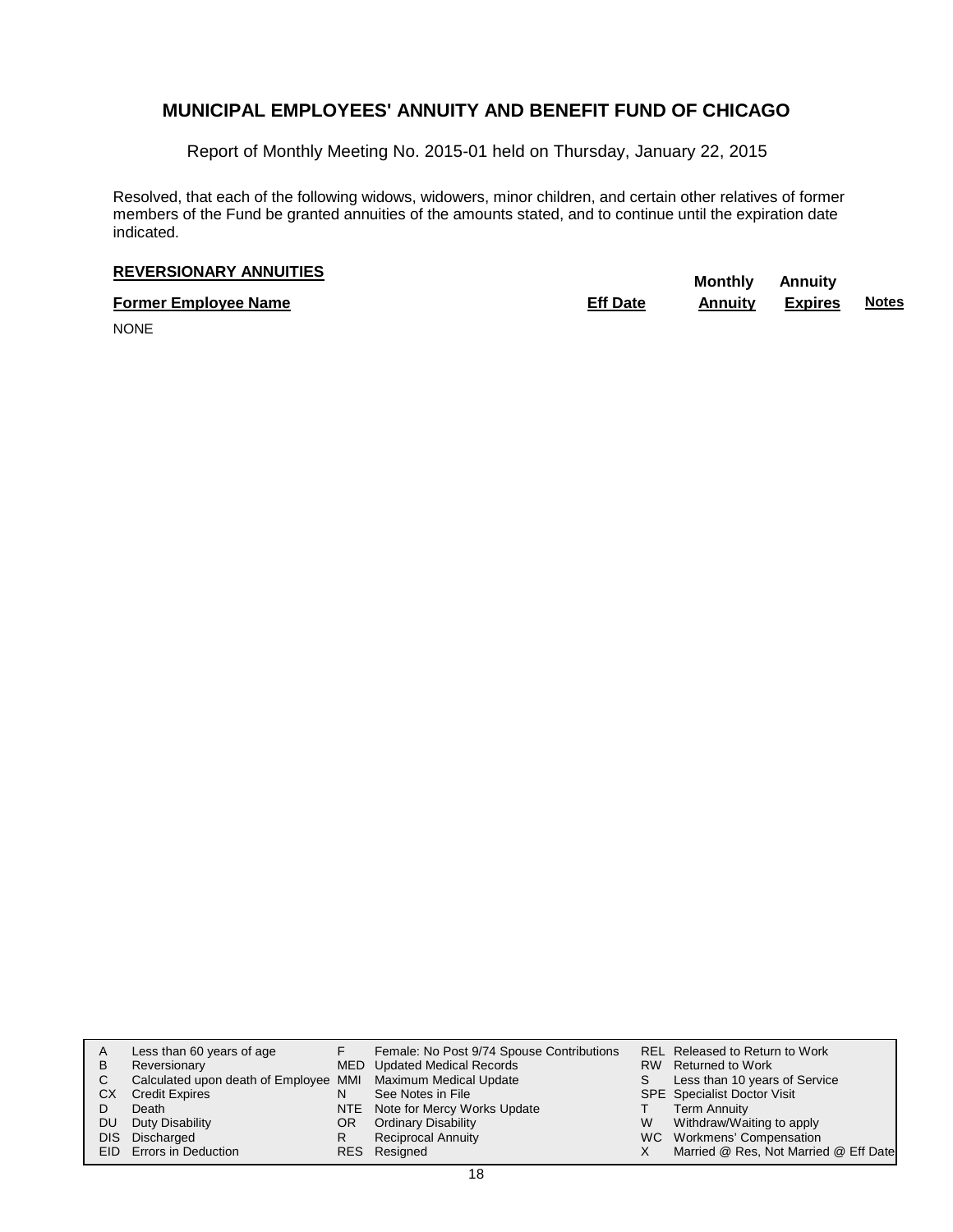# MUNICIPAL EMPLOYEES' ANNUITY AND BENEFIT FUND OF CHICAGO

Report of Monthly Meeting No. 2015-01 held on Thursday, January 22, 2015

Resolved, that each of the following widows, widowers, minor children, and certain other relatives of former members of the Fund be granted annuities of the amounts stated, and to continue until the expiration date indicated.

**REVERSIONARY ANNUITIES**

| Former Employee Name | Eff Date | Monthly Annuity | Annuity Expires | Notes |
|---|---|---|---|---|
| NONE | | | | |

| | | | | | |
|---|---|---|---|---|---|
| A | Less than 60 years of age | F | Female: No Post 9/74 Spouse Contributions | REL | Released to Return to Work |
| B | Reversionary | MED | Updated Medical Records | RW | Returned to Work |
| C | Calculated upon death of Employee | MMI | Maximum Medical Update | S | Less than 10 years of Service |
| CX | Credit Expires | N | See Notes in File | SPE | Specialist Doctor Visit |
| D | Death | NTE | Note for Mercy Works Update | T | Term Annuity |
| DU | Duty Disability | OR | Ordinary Disability | W | Withdraw/Waiting to apply |
| DIS | Discharged | R | Reciprocal Annuity | WC | Workmens' Compensation |
| EID | Errors in Deduction | RES | Resigned | X | Married @ Res, Not Married @ Eff Date |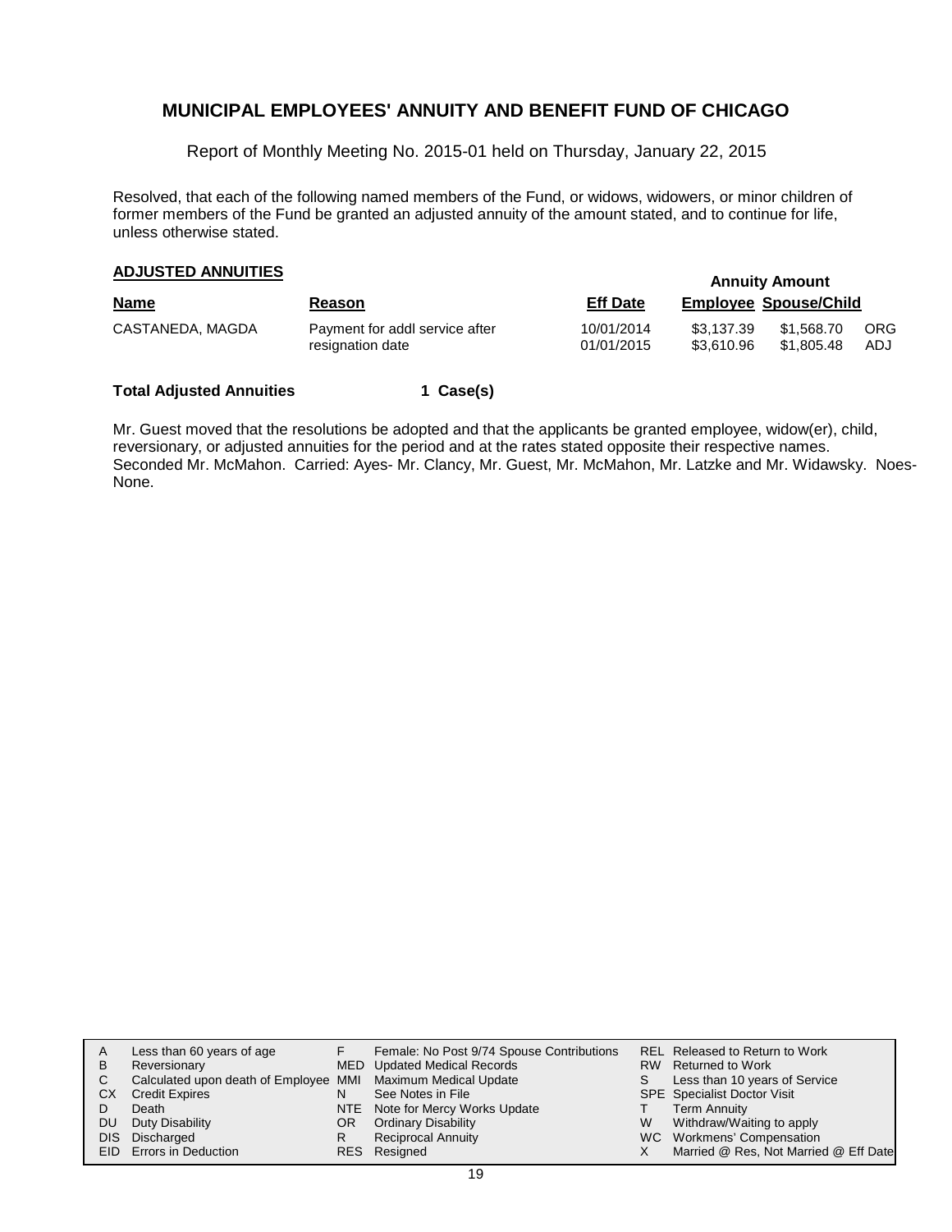# MUNICIPAL EMPLOYEES' ANNUITY AND BENEFIT FUND OF CHICAGO

Report of Monthly Meeting No. 2015-01 held on Thursday, January 22, 2015

Resolved, that each of the following named members of the Fund, or widows, widowers, or minor children of former members of the Fund be granted an adjusted annuity of the amount stated, and to continue for life, unless otherwise stated.

## ADJUSTED ANNUITIES

| Name | Reason | Eff Date | Annuity Amount Employee | Spouse/Child | |
|---|---|---|---|---|---|
| CASTANEDA, MAGDA | Payment for addl service after resignation date | 10/01/2014 | \$3,137.39 | \$1,568.70 | ORG |
| | | 01/01/2015 | \$3,610.96 | \$1,805.48 | ADJ |

**Total Adjusted Annuities 1 Case(s)**

Mr. Guest moved that the resolutions be adopted and that the applicants be granted employee, widow(er), child, reversionary, or adjusted annuities for the period and at the rates stated opposite their respective names. Seconded Mr. McMahon. Carried: Ayes- Mr. Clancy, Mr. Guest, Mr. McMahon, Mr. Latzke and Mr. Widawsky. Noes- None.

| | | | | | |
|---|---|---|---|---|---|
| A | Less than 60 years of age | F | Female: No Post 9/74 Spouse Contributions | REL | Released to Return to Work |
| B | Reversionary | MED | Updated Medical Records | RW | Returned to Work |
| C | Calculated upon death of Employee | MMI | Maximum Medical Update | S | Less than 10 years of Service |
| CX | Credit Expires | N | See Notes in File | SPE | Specialist Doctor Visit |
| D | Death | NTE | Note for Mercy Works Update | T | Term Annuity |
| DU | Duty Disability | OR | Ordinary Disability | W | Withdraw/Waiting to apply |
| DIS | Discharged | R | Reciprocal Annuity | WC | Workmens' Compensation |
| EID | Errors in Deduction | RES | Resigned | X | Married @ Res, Not Married @ Eff Date |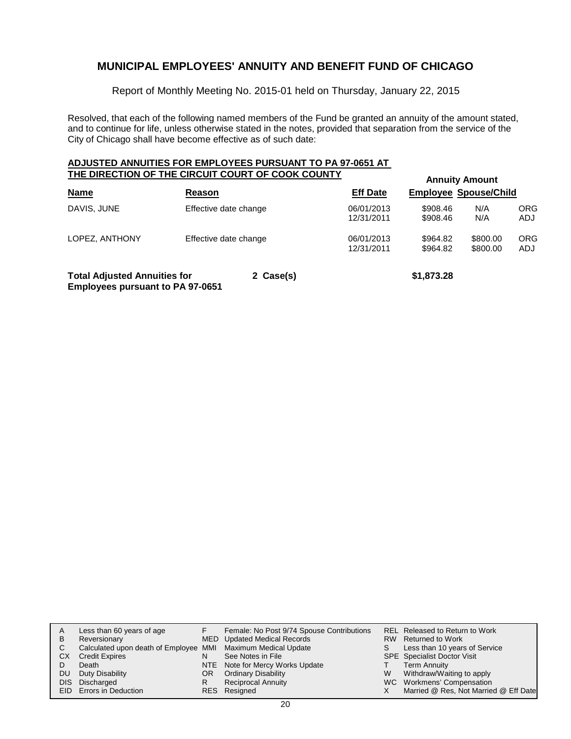# MUNICIPAL EMPLOYEES' ANNUITY AND BENEFIT FUND OF CHICAGO

Report of Monthly Meeting No. 2015-01 held on Thursday, January 22, 2015

Resolved, that each of the following named members of the Fund be granted an annuity of the amount stated, and to continue for life, unless otherwise stated in the notes, provided that separation from the service of the City of Chicago shall have become effective as of such date:

## ADJUSTED ANNUITIES FOR EMPLOYEES PURSUANT TO PA 97-0651 AT THE DIRECTION OF THE CIRCUIT COURT OF COOK COUNTY

| Name | Reason | Eff Date | Annuity Amount Employee | Annuity Amount Spouse/Child | |
|---|---|---|---|---|---|
| DAVIS, JUNE | Effective date change | 06/01/2013 | $908.46 | N/A | ORG |
| | | 12/31/2011 | $908.46 | N/A | ADJ |
| LOPEZ, ANTHONY | Effective date change | 06/01/2013 | $964.82 | $800.00 | ORG |
| | | 12/31/2011 | $964.82 | $800.00 | ADJ |

**Total Adjusted Annuities for Employees pursuant to PA 97-0651** &nbsp; **2 Case(s)** &nbsp; **$1,873.28**

| | | | | | |
|---|---|---|---|---|---|
| A | Less than 60 years of age | F | Female: No Post 9/74 Spouse Contributions | REL | Released to Return to Work |
| B | Reversionary | MED | Updated Medical Records | RW | Returned to Work |
| C | Calculated upon death of Employee | MMI | Maximum Medical Update | S | Less than 10 years of Service |
| CX | Credit Expires | N | See Notes in File | SPE | Specialist Doctor Visit |
| D | Death | NTE | Note for Mercy Works Update | T | Term Annuity |
| DU | Duty Disability | OR | Ordinary Disability | W | Withdraw/Waiting to apply |
| DIS | Discharged | R | Reciprocal Annuity | WC | Workmens' Compensation |
| EID | Errors in Deduction | RES | Resigned | X | Married @ Res, Not Married @ Eff Date |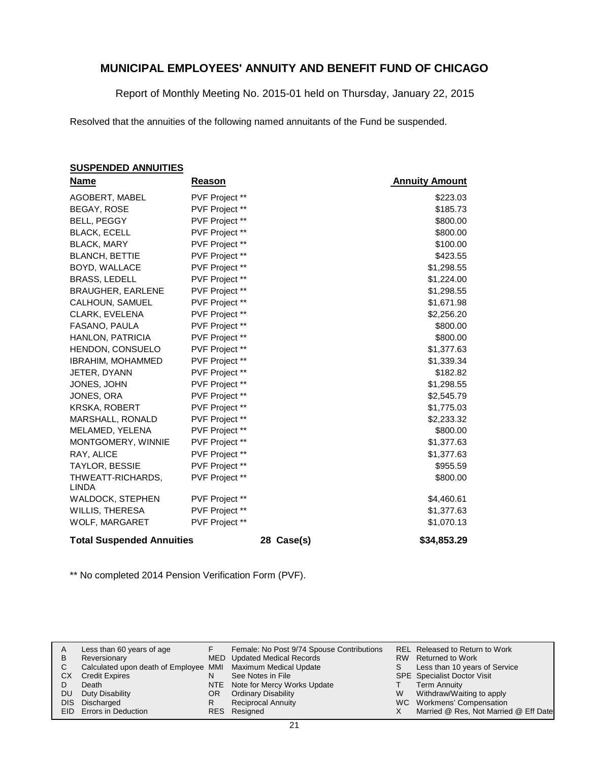## MUNICIPAL EMPLOYEES' ANNUITY AND BENEFIT FUND OF CHICAGO

Report of Monthly Meeting No. 2015-01 held on Thursday, January 22, 2015

Resolved that the annuities of the following named annuitants of the Fund be suspended.

**SUSPENDED ANNUITIES**

| Name | Reason | | Annuity Amount |
|---|---|---|---|
| AGOBERT, MABEL | PVF Project ** | | $223.03 |
| BEGAY, ROSE | PVF Project ** | | $185.73 |
| BELL, PEGGY | PVF Project ** | | $800.00 |
| BLACK, ECELL | PVF Project ** | | $800.00 |
| BLACK, MARY | PVF Project ** | | $100.00 |
| BLANCH, BETTIE | PVF Project ** | | $423.55 |
| BOYD, WALLACE | PVF Project ** | | $1,298.55 |
| BRASS, LEDELL | PVF Project ** | | $1,224.00 |
| BRAUGHER, EARLENE | PVF Project ** | | $1,298.55 |
| CALHOUN, SAMUEL | PVF Project ** | | $1,671.98 |
| CLARK, EVELENA | PVF Project ** | | $2,256.20 |
| FASANO, PAULA | PVF Project ** | | $800.00 |
| HANLON, PATRICIA | PVF Project ** | | $800.00 |
| HENDON, CONSUELO | PVF Project ** | | $1,377.63 |
| IBRAHIM, MOHAMMED | PVF Project ** | | $1,339.34 |
| JETER, DYANN | PVF Project ** | | $182.82 |
| JONES, JOHN | PVF Project ** | | $1,298.55 |
| JONES, ORA | PVF Project ** | | $2,545.79 |
| KRSKA, ROBERT | PVF Project ** | | $1,775.03 |
| MARSHALL, RONALD | PVF Project ** | | $2,233.32 |
| MELAMED, YELENA | PVF Project ** | | $800.00 |
| MONTGOMERY, WINNIE | PVF Project ** | | $1,377.63 |
| RAY, ALICE | PVF Project ** | | $1,377.63 |
| TAYLOR, BESSIE | PVF Project ** | | $955.59 |
| THWEATT-RICHARDS, LINDA | PVF Project ** | | $800.00 |
| WALDOCK, STEPHEN | PVF Project ** | | $4,460.61 |
| WILLIS, THERESA | PVF Project ** | | $1,377.63 |
| WOLF, MARGARET | PVF Project ** | | $1,070.13 |
| **Total Suspended Annuities** | | **28 Case(s)** | **$34,853.29** |

** No completed 2014 Pension Verification Form (PVF).

| | | | | | |
|---|---|---|---|---|---|
| A | Less than 60 years of age | F | Female: No Post 9/74 Spouse Contributions | REL | Released to Return to Work |
| B | Reversionary | MED | Updated Medical Records | RW | Returned to Work |
| C | Calculated upon death of Employee | MMI | Maximum Medical Update | S | Less than 10 years of Service |
| CX | Credit Expires | N | See Notes in File | SPE | Specialist Doctor Visit |
| D | Death | NTE | Note for Mercy Works Update | T | Term Annuity |
| DU | Duty Disability | OR | Ordinary Disability | W | Withdraw/Waiting to apply |
| DIS | Discharged | R | Reciprocal Annuity | WC | Workmens' Compensation |
| EID | Errors in Deduction | RES | Resigned | X | Married @ Res, Not Married @ Eff Date |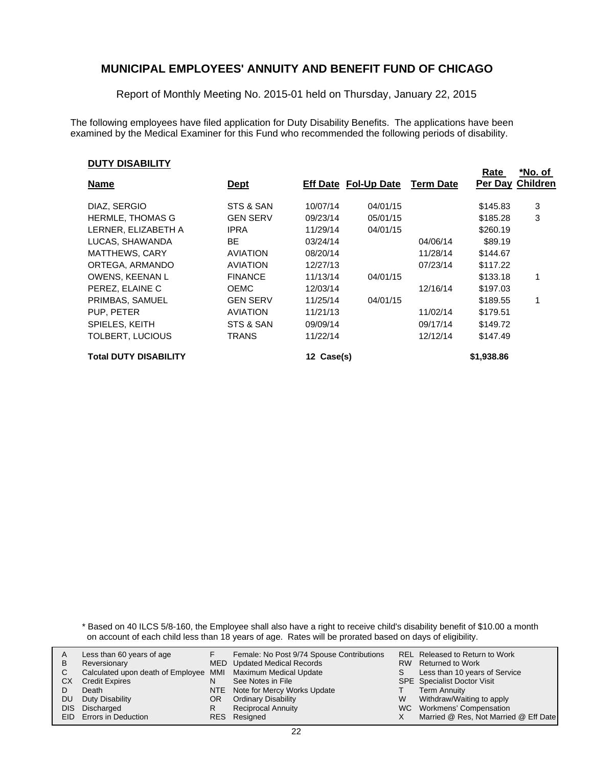# MUNICIPAL EMPLOYEES' ANNUITY AND BENEFIT FUND OF CHICAGO

Report of Monthly Meeting No. 2015-01 held on Thursday, January 22, 2015

The following employees have filed application for Duty Disability Benefits. The applications have been examined by the Medical Examiner for this Fund who recommended the following periods of disability.

## DUTY DISABILITY

| Name | Dept | Eff Date | Fol-Up Date | Term Date | Rate Per Day | *No. of Children |
|---|---|---|---|---|---|---|
| DIAZ, SERGIO | STS & SAN | 10/07/14 | 04/01/15 | | $145.83 | 3 |
| HERMLE, THOMAS G | GEN SERV | 09/23/14 | 05/01/15 | | $185.28 | 3 |
| LERNER, ELIZABETH A | IPRA | 11/29/14 | 04/01/15 | | $260.19 | |
| LUCAS, SHAWANDA | BE | 03/24/14 | | 04/06/14 | $89.19 | |
| MATTHEWS, CARY | AVIATION | 08/20/14 | | 11/28/14 | $144.67 | |
| ORTEGA, ARMANDO | AVIATION | 12/27/13 | | 07/23/14 | $117.22 | |
| OWENS, KEENAN L | FINANCE | 11/13/14 | 04/01/15 | | $133.18 | 1 |
| PEREZ, ELAINE C | OEMC | 12/03/14 | | 12/16/14 | $197.03 | |
| PRIMBAS, SAMUEL | GEN SERV | 11/25/14 | 04/01/15 | | $189.55 | 1 |
| PUP, PETER | AVIATION | 11/21/13 | | 11/02/14 | $179.51 | |
| SPIELES, KEITH | STS & SAN | 09/09/14 | | 09/17/14 | $149.72 | |
| TOLBERT, LUCIOUS | TRANS | 11/22/14 | | 12/12/14 | $147.49 | |
| **Total DUTY DISABILITY** | | **12 Case(s)** | | | **$1,938.86** | |

\* Based on 40 ILCS 5/8-160, the Employee shall also have a right to receive child's disability benefit of $10.00 a month on account of each child less than 18 years of age. Rates will be prorated based on days of eligibility.

| | | | | | |
|---|---|---|---|---|---|
| A | Less than 60 years of age | F | Female: No Post 9/74 Spouse Contributions | REL | Released to Return to Work |
| B | Reversionary | MED | Updated Medical Records | RW | Returned to Work |
| C | Calculated upon death of Employee | MMI | Maximum Medical Update | S | Less than 10 years of Service |
| CX | Credit Expires | N | See Notes in File | SPE | Specialist Doctor Visit |
| D | Death | NTE | Note for Mercy Works Update | T | Term Annuity |
| DU | Duty Disability | OR | Ordinary Disability | W | Withdraw/Waiting to apply |
| DIS | Discharged | R | Reciprocal Annuity | WC | Workmens' Compensation |
| EID | Errors in Deduction | RES | Resigned | X | Married @ Res, Not Married @ Eff Date |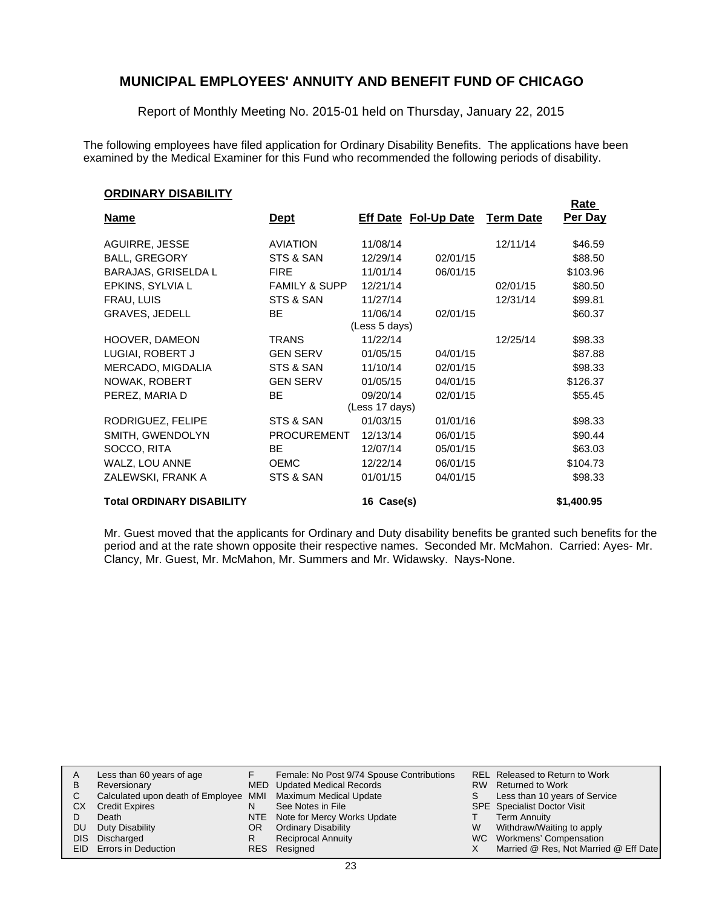## MUNICIPAL EMPLOYEES' ANNUITY AND BENEFIT FUND OF CHICAGO

Report of Monthly Meeting No. 2015-01 held on Thursday, January 22, 2015

The following employees have filed application for Ordinary Disability Benefits. The applications have been examined by the Medical Examiner for this Fund who recommended the following periods of disability.

### ORDINARY DISABILITY

| Name | Dept | Eff Date | Fol-Up Date | Term Date | Rate Per Day |
|---|---|---|---|---|---|
| AGUIRRE, JESSE | AVIATION | 11/08/14 | | 12/11/14 | $46.59 |
| BALL, GREGORY | STS & SAN | 12/29/14 | 02/01/15 | | $88.50 |
| BARAJAS, GRISELDA L | FIRE | 11/01/14 | 06/01/15 | | $103.96 |
| EPKINS, SYLVIA L | FAMILY & SUPP | 12/21/14 | | 02/01/15 | $80.50 |
| FRAU, LUIS | STS & SAN | 11/27/14 | | 12/31/14 | $99.81 |
| GRAVES, JEDELL | BE | 11/06/14 (Less 5 days) | 02/01/15 | | $60.37 |
| HOOVER, DAMEON | TRANS | 11/22/14 | | 12/25/14 | $98.33 |
| LUGIAI, ROBERT J | GEN SERV | 01/05/15 | 04/01/15 | | $87.88 |
| MERCADO, MIGDALIA | STS & SAN | 11/10/14 | 02/01/15 | | $98.33 |
| NOWAK, ROBERT | GEN SERV | 01/05/15 | 04/01/15 | | $126.37 |
| PEREZ, MARIA D | BE | 09/20/14 (Less 17 days) | 02/01/15 | | $55.45 |
| RODRIGUEZ, FELIPE | STS & SAN | 01/03/15 | 01/01/16 | | $98.33 |
| SMITH, GWENDOLYN | PROCUREMENT | 12/13/14 | 06/01/15 | | $90.44 |
| SOCCO, RITA | BE | 12/07/14 | 05/01/15 | | $63.03 |
| WALZ, LOU ANNE | OEMC | 12/22/14 | 06/01/15 | | $104.73 |
| ZALEWSKI, FRANK A | STS & SAN | 01/01/15 | 04/01/15 | | $98.33 |
| **Total ORDINARY DISABILITY** | | **16 Case(s)** | | | **$1,400.95** |

Mr. Guest moved that the applicants for Ordinary and Duty disability benefits be granted such benefits for the period and at the rate shown opposite their respective names. Seconded Mr. McMahon. Carried: Ayes- Mr. Clancy, Mr. Guest, Mr. McMahon, Mr. Summers and Mr. Widawsky. Nays-None.

| | | | | | |
|---|---|---|---|---|---|
| A | Less than 60 years of age | F | Female: No Post 9/74 Spouse Contributions | REL | Released to Return to Work |
| B | Reversionary | MED | Updated Medical Records | RW | Returned to Work |
| C | Calculated upon death of Employee | MMI | Maximum Medical Update | S | Less than 10 years of Service |
| CX | Credit Expires | N | See Notes in File | SPE | Specialist Doctor Visit |
| D | Death | NTE | Note for Mercy Works Update | T | Term Annuity |
| DU | Duty Disability | OR | Ordinary Disability | W | Withdraw/Waiting to apply |
| DIS | Discharged | R | Reciprocal Annuity | WC | Workmens' Compensation |
| EID | Errors in Deduction | RES | Resigned | X | Married @ Res, Not Married @ Eff Date |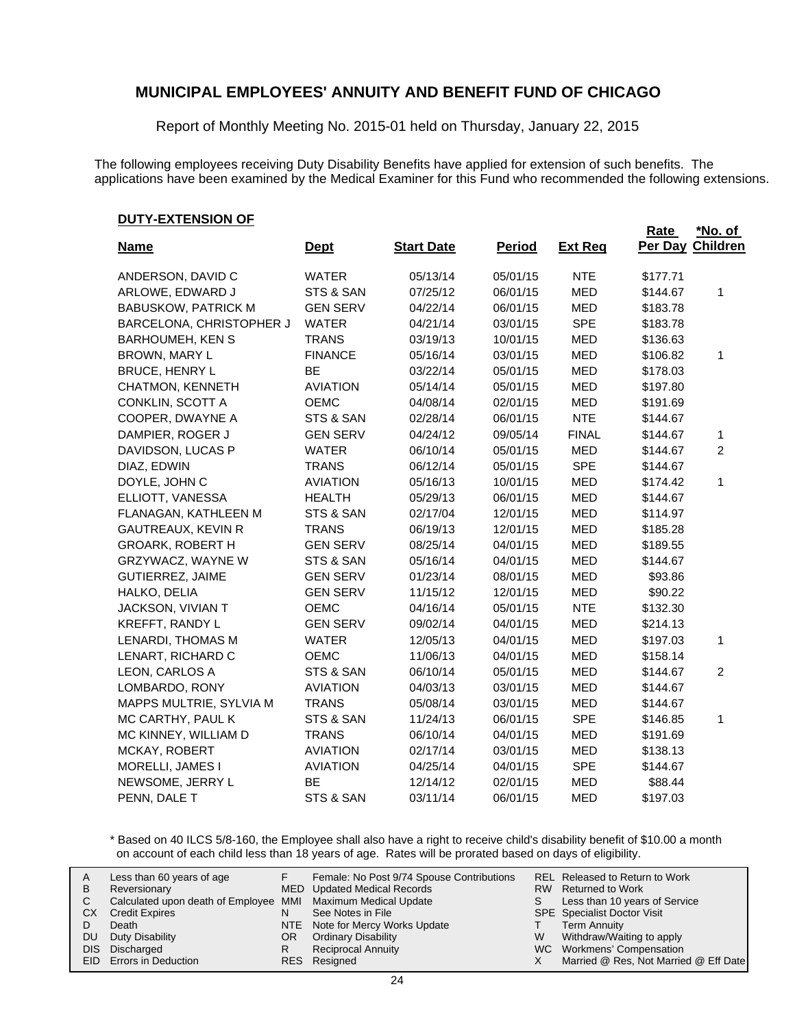# MUNICIPAL EMPLOYEES' ANNUITY AND BENEFIT FUND OF CHICAGO

Report of Monthly Meeting No. 2015-01 held on Thursday, January 22, 2015

The following employees receiving Duty Disability Benefits have applied for extension of such benefits. The applications have been examined by the Medical Examiner for this Fund who recommended the following extensions.

**DUTY-EXTENSION OF**

| Name | Dept | Start Date | Period | Ext Req | Rate Per Day | *No. of Children |
|---|---|---|---|---|---|---|
| ANDERSON, DAVID C | WATER | 05/13/14 | 05/01/15 | NTE | $177.71 | |
| ARLOWE, EDWARD J | STS & SAN | 07/25/12 | 06/01/15 | MED | $144.67 | 1 |
| BABUSKOW, PATRICK M | GEN SERV | 04/22/14 | 06/01/15 | MED | $183.78 | |
| BARCELONA, CHRISTOPHER J | WATER | 04/21/14 | 03/01/15 | SPE | $183.78 | |
| BARHOUMEH, KEN S | TRANS | 03/19/13 | 10/01/15 | MED | $136.63 | |
| BROWN, MARY L | FINANCE | 05/16/14 | 03/01/15 | MED | $106.82 | 1 |
| BRUCE, HENRY L | BE | 03/22/14 | 05/01/15 | MED | $178.03 | |
| CHATMON, KENNETH | AVIATION | 05/14/14 | 05/01/15 | MED | $197.80 | |
| CONKLIN, SCOTT A | OEMC | 04/08/14 | 02/01/15 | MED | $191.69 | |
| COOPER, DWAYNE A | STS & SAN | 02/28/14 | 06/01/15 | NTE | $144.67 | |
| DAMPIER, ROGER J | GEN SERV | 04/24/12 | 09/05/14 | FINAL | $144.67 | 1 |
| DAVIDSON, LUCAS P | WATER | 06/10/14 | 05/01/15 | MED | $144.67 | 2 |
| DIAZ, EDWIN | TRANS | 06/12/14 | 05/01/15 | SPE | $144.67 | |
| DOYLE, JOHN C | AVIATION | 05/16/13 | 10/01/15 | MED | $174.42 | 1 |
| ELLIOTT, VANESSA | HEALTH | 05/29/13 | 06/01/15 | MED | $144.67 | |
| FLANAGAN, KATHLEEN M | STS & SAN | 02/17/04 | 12/01/15 | MED | $114.97 | |
| GAUTREAUX, KEVIN R | TRANS | 06/19/13 | 12/01/15 | MED | $185.28 | |
| GROARK, ROBERT H | GEN SERV | 08/25/14 | 04/01/15 | MED | $189.55 | |
| GRZYWACZ, WAYNE W | STS & SAN | 05/16/14 | 04/01/15 | MED | $144.67 | |
| GUTIERREZ, JAIME | GEN SERV | 01/23/14 | 08/01/15 | MED | $93.86 | |
| HALKO, DELIA | GEN SERV | 11/15/12 | 12/01/15 | MED | $90.22 | |
| JACKSON, VIVIAN T | OEMC | 04/16/14 | 05/01/15 | NTE | $132.30 | |
| KREFFT, RANDY L | GEN SERV | 09/02/14 | 04/01/15 | MED | $214.13 | |
| LENARDI, THOMAS M | WATER | 12/05/13 | 04/01/15 | MED | $197.03 | 1 |
| LENART, RICHARD C | OEMC | 11/06/13 | 04/01/15 | MED | $158.14 | |
| LEON, CARLOS A | STS & SAN | 06/10/14 | 05/01/15 | MED | $144.67 | 2 |
| LOMBARDO, RONY | AVIATION | 04/03/13 | 03/01/15 | MED | $144.67 | |
| MAPPS MULTRIE, SYLVIA M | TRANS | 05/08/14 | 03/01/15 | MED | $144.67 | |
| MC CARTHY, PAUL K | STS & SAN | 11/24/13 | 06/01/15 | SPE | $146.85 | 1 |
| MC KINNEY, WILLIAM D | TRANS | 06/10/14 | 04/01/15 | MED | $191.69 | |
| MCKAY, ROBERT | AVIATION | 02/17/14 | 03/01/15 | MED | $138.13 | |
| MORELLI, JAMES I | AVIATION | 04/25/14 | 04/01/15 | SPE | $144.67 | |
| NEWSOME, JERRY L | BE | 12/14/12 | 02/01/15 | MED | $88.44 | |
| PENN, DALE T | STS & SAN | 03/11/14 | 06/01/15 | MED | $197.03 | |

\* Based on 40 ILCS 5/8-160, the Employee shall also have a right to receive child's disability benefit of $10.00 a month on account of each child less than 18 years of age. Rates will be prorated based on days of eligibility.

| | | | | | |
|---|---|---|---|---|---|
| A | Less than 60 years of age | F | Female: No Post 9/74 Spouse Contributions | REL | Released to Return to Work |
| B | Reversionary | MED | Updated Medical Records | RW | Returned to Work |
| C | Calculated upon death of Employee | MMI | Maximum Medical Update | S | Less than 10 years of Service |
| CX | Credit Expires | N | See Notes in File | SPE | Specialist Doctor Visit |
| D | Death | NTE | Note for Mercy Works Update | T | Term Annuity |
| DU | Duty Disability | OR | Ordinary Disability | W | Withdraw/Waiting to apply |
| DIS | Discharged | R | Reciprocal Annuity | WC | Workmens' Compensation |
| EID | Errors in Deduction | RES | Resigned | X | Married @ Res, Not Married @ Eff Date |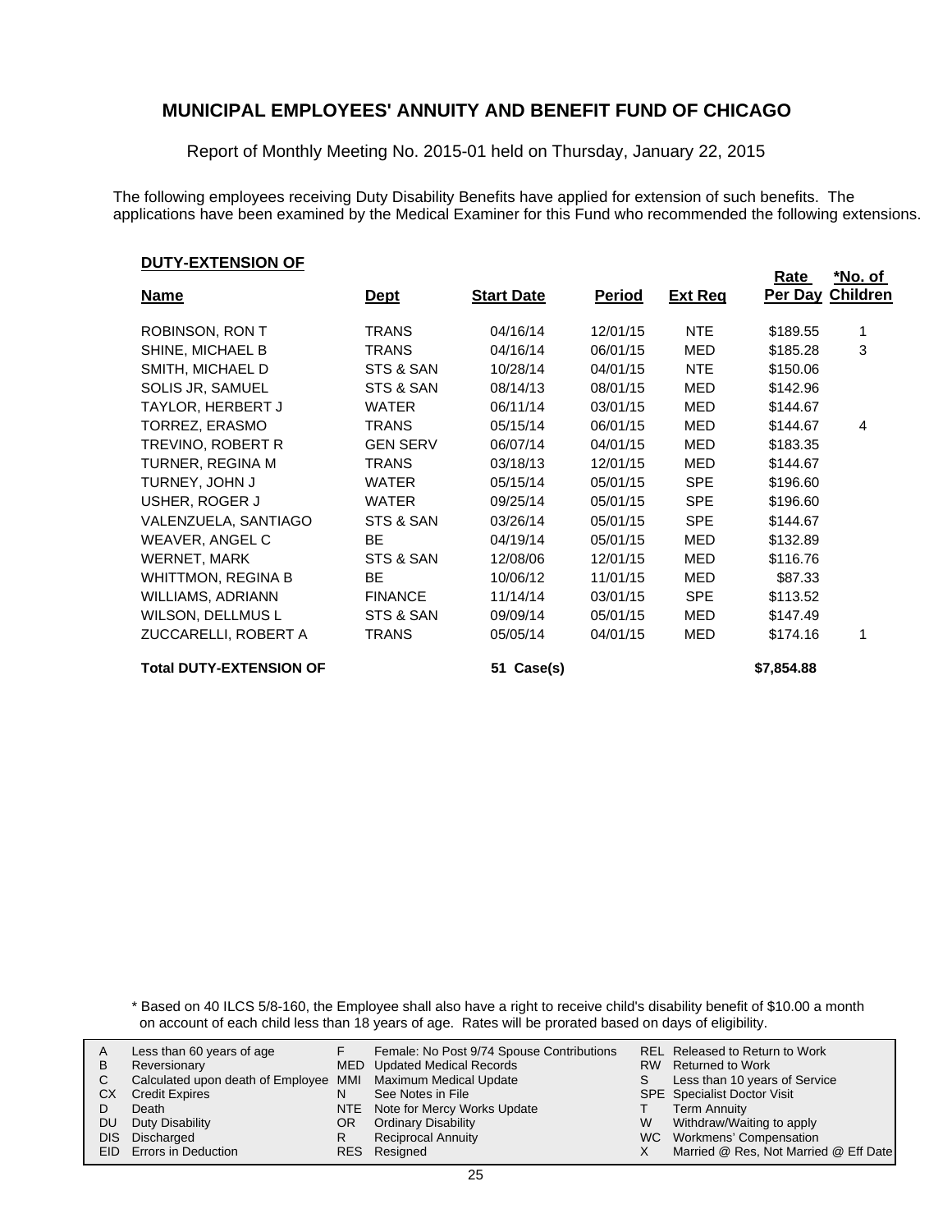# MUNICIPAL EMPLOYEES' ANNUITY AND BENEFIT FUND OF CHICAGO

Report of Monthly Meeting No. 2015-01 held on Thursday, January 22, 2015

The following employees receiving Duty Disability Benefits have applied for extension of such benefits. The applications have been examined by the Medical Examiner for this Fund who recommended the following extensions.

**DUTY-EXTENSION OF**

| Name | Dept | Start Date | Period | Ext Req | Rate Per Day | *No. of Children |
|---|---|---|---|---|---|---|
| ROBINSON, RON T | TRANS | 04/16/14 | 12/01/15 | NTE | $189.55 | 1 |
| SHINE, MICHAEL B | TRANS | 04/16/14 | 06/01/15 | MED | $185.28 | 3 |
| SMITH, MICHAEL D | STS & SAN | 10/28/14 | 04/01/15 | NTE | $150.06 | |
| SOLIS JR, SAMUEL | STS & SAN | 08/14/13 | 08/01/15 | MED | $142.96 | |
| TAYLOR, HERBERT J | WATER | 06/11/14 | 03/01/15 | MED | $144.67 | |
| TORREZ, ERASMO | TRANS | 05/15/14 | 06/01/15 | MED | $144.67 | 4 |
| TREVINO, ROBERT R | GEN SERV | 06/07/14 | 04/01/15 | MED | $183.35 | |
| TURNER, REGINA M | TRANS | 03/18/13 | 12/01/15 | MED | $144.67 | |
| TURNEY, JOHN J | WATER | 05/15/14 | 05/01/15 | SPE | $196.60 | |
| USHER, ROGER J | WATER | 09/25/14 | 05/01/15 | SPE | $196.60 | |
| VALENZUELA, SANTIAGO | STS & SAN | 03/26/14 | 05/01/15 | SPE | $144.67 | |
| WEAVER, ANGEL C | BE | 04/19/14 | 05/01/15 | MED | $132.89 | |
| WERNET, MARK | STS & SAN | 12/08/06 | 12/01/15 | MED | $116.76 | |
| WHITTMON, REGINA B | BE | 10/06/12 | 11/01/15 | MED | $87.33 | |
| WILLIAMS, ADRIANN | FINANCE | 11/14/14 | 03/01/15 | SPE | $113.52 | |
| WILSON, DELLMUS L | STS & SAN | 09/09/14 | 05/01/15 | MED | $147.49 | |
| ZUCCARELLI, ROBERT A | TRANS | 05/05/14 | 04/01/15 | MED | $174.16 | 1 |
| **Total DUTY-EXTENSION OF** | | **51 Case(s)** | | | **$7,854.88** | |

\* Based on 40 ILCS 5/8-160, the Employee shall also have a right to receive child's disability benefit of $10.00 a month on account of each child less than 18 years of age. Rates will be prorated based on days of eligibility.

| | | | | | |
|---|---|---|---|---|---|
| A | Less than 60 years of age | F | Female: No Post 9/74 Spouse Contributions | REL | Released to Return to Work |
| B | Reversionary | MED | Updated Medical Records | RW | Returned to Work |
| C | Calculated upon death of Employee | MMI | Maximum Medical Update | S | Less than 10 years of Service |
| CX | Credit Expires | N | See Notes in File | SPE | Specialist Doctor Visit |
| D | Death | NTE | Note for Mercy Works Update | T | Term Annuity |
| DU | Duty Disability | OR | Ordinary Disability | W | Withdraw/Waiting to apply |
| DIS | Discharged | R | Reciprocal Annuity | WC | Workmens' Compensation |
| EID | Errors in Deduction | RES | Resigned | X | Married @ Res, Not Married @ Eff Date |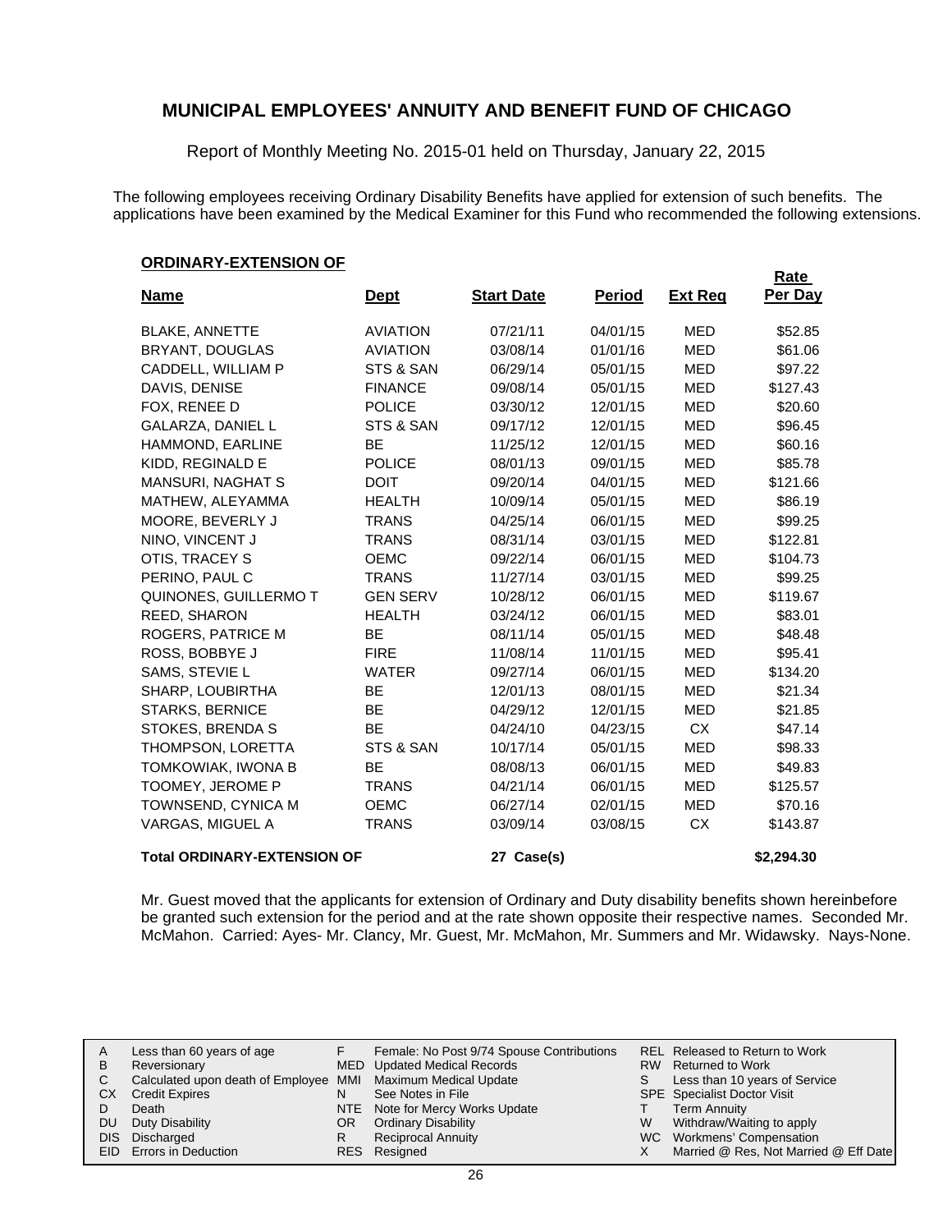## MUNICIPAL EMPLOYEES' ANNUITY AND BENEFIT FUND OF CHICAGO

Report of Monthly Meeting No. 2015-01 held on Thursday, January 22, 2015

The following employees receiving Ordinary Disability Benefits have applied for extension of such benefits. The applications have been examined by the Medical Examiner for this Fund who recommended the following extensions.

**ORDINARY-EXTENSION OF**

| Name | Dept | Start Date | Period | Ext Req | Rate Per Day |
|---|---|---|---|---|---|
| BLAKE, ANNETTE | AVIATION | 07/21/11 | 04/01/15 | MED | $52.85 |
| BRYANT, DOUGLAS | AVIATION | 03/08/14 | 01/01/16 | MED | $61.06 |
| CADDELL, WILLIAM P | STS & SAN | 06/29/14 | 05/01/15 | MED | $97.22 |
| DAVIS, DENISE | FINANCE | 09/08/14 | 05/01/15 | MED | $127.43 |
| FOX, RENEE D | POLICE | 03/30/12 | 12/01/15 | MED | $20.60 |
| GALARZA, DANIEL L | STS & SAN | 09/17/12 | 12/01/15 | MED | $96.45 |
| HAMMOND, EARLINE | BE | 11/25/12 | 12/01/15 | MED | $60.16 |
| KIDD, REGINALD E | POLICE | 08/01/13 | 09/01/15 | MED | $85.78 |
| MANSURI, NAGHAT S | DOIT | 09/20/14 | 04/01/15 | MED | $121.66 |
| MATHEW, ALEYAMMA | HEALTH | 10/09/14 | 05/01/15 | MED | $86.19 |
| MOORE, BEVERLY J | TRANS | 04/25/14 | 06/01/15 | MED | $99.25 |
| NINO, VINCENT J | TRANS | 08/31/14 | 03/01/15 | MED | $122.81 |
| OTIS, TRACEY S | OEMC | 09/22/14 | 06/01/15 | MED | $104.73 |
| PERINO, PAUL C | TRANS | 11/27/14 | 03/01/15 | MED | $99.25 |
| QUINONES, GUILLERMO T | GEN SERV | 10/28/12 | 06/01/15 | MED | $119.67 |
| REED, SHARON | HEALTH | 03/24/12 | 06/01/15 | MED | $83.01 |
| ROGERS, PATRICE M | BE | 08/11/14 | 05/01/15 | MED | $48.48 |
| ROSS, BOBBYE J | FIRE | 11/08/14 | 11/01/15 | MED | $95.41 |
| SAMS, STEVIE L | WATER | 09/27/14 | 06/01/15 | MED | $134.20 |
| SHARP, LOUBIRTHA | BE | 12/01/13 | 08/01/15 | MED | $21.34 |
| STARKS, BERNICE | BE | 04/29/12 | 12/01/15 | MED | $21.85 |
| STOKES, BRENDA S | BE | 04/24/10 | 04/23/15 | CX | $47.14 |
| THOMPSON, LORETTA | STS & SAN | 10/17/14 | 05/01/15 | MED | $98.33 |
| TOMKOWIAK, IWONA B | BE | 08/08/13 | 06/01/15 | MED | $49.83 |
| TOOMEY, JEROME P | TRANS | 04/21/14 | 06/01/15 | MED | $125.57 |
| TOWNSEND, CYNICA M | OEMC | 06/27/14 | 02/01/15 | MED | $70.16 |
| VARGAS, MIGUEL A | TRANS | 03/09/14 | 03/08/15 | CX | $143.87 |
| **Total ORDINARY-EXTENSION OF** | | **27 Case(s)** | | | **$2,294.30** |

Mr. Guest moved that the applicants for extension of Ordinary and Duty disability benefits shown hereinbefore be granted such extension for the period and at the rate shown opposite their respective names. Seconded Mr. McMahon. Carried: Ayes- Mr. Clancy, Mr. Guest, Mr. McMahon, Mr. Summers and Mr. Widawsky. Nays-None.

| | | | | | |
|---|---|---|---|---|---|
| A | Less than 60 years of age | F | Female: No Post 9/74 Spouse Contributions | REL | Released to Return to Work |
| B | Reversionary | MED | Updated Medical Records | RW | Returned to Work |
| C | Calculated upon death of Employee | MMI | Maximum Medical Update | S | Less than 10 years of Service |
| CX | Credit Expires | N | See Notes in File | SPE | Specialist Doctor Visit |
| D | Death | NTE | Note for Mercy Works Update | T | Term Annuity |
| DU | Duty Disability | OR | Ordinary Disability | W | Withdraw/Waiting to apply |
| DIS | Discharged | R | Reciprocal Annuity | WC | Workmens' Compensation |
| EID | Errors in Deduction | RES | Resigned | X | Married @ Res, Not Married @ Eff Date |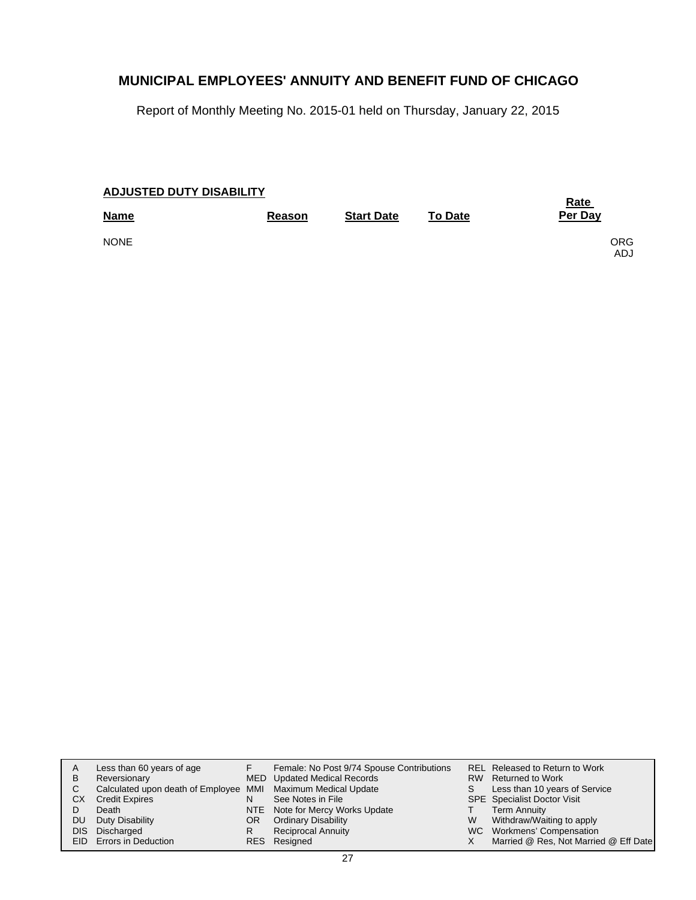# MUNICIPAL EMPLOYEES' ANNUITY AND BENEFIT FUND OF CHICAGO

Report of Monthly Meeting No. 2015-01 held on Thursday, January 22, 2015

**ADJUSTED DUTY DISABILITY**

| Name | Reason | Start Date | To Date | Rate Per Day | |
|---|---|---|---|---|---|
| NONE | | | | | ORG ADJ |

| | | | | | |
|---|---|---|---|---|---|
| A | Less than 60 years of age | F | Female: No Post 9/74 Spouse Contributions | REL | Released to Return to Work |
| B | Reversionary | MED | Updated Medical Records | RW | Returned to Work |
| C | Calculated upon death of Employee | MMI | Maximum Medical Update | S | Less than 10 years of Service |
| CX | Credit Expires | N | See Notes in File | SPE | Specialist Doctor Visit |
| D | Death | NTE | Note for Mercy Works Update | T | Term Annuity |
| DU | Duty Disability | OR | Ordinary Disability | W | Withdraw/Waiting to apply |
| DIS | Discharged | R | Reciprocal Annuity | WC | Workmens' Compensation |
| EID | Errors in Deduction | RES | Resigned | X | Married @ Res, Not Married @ Eff Date |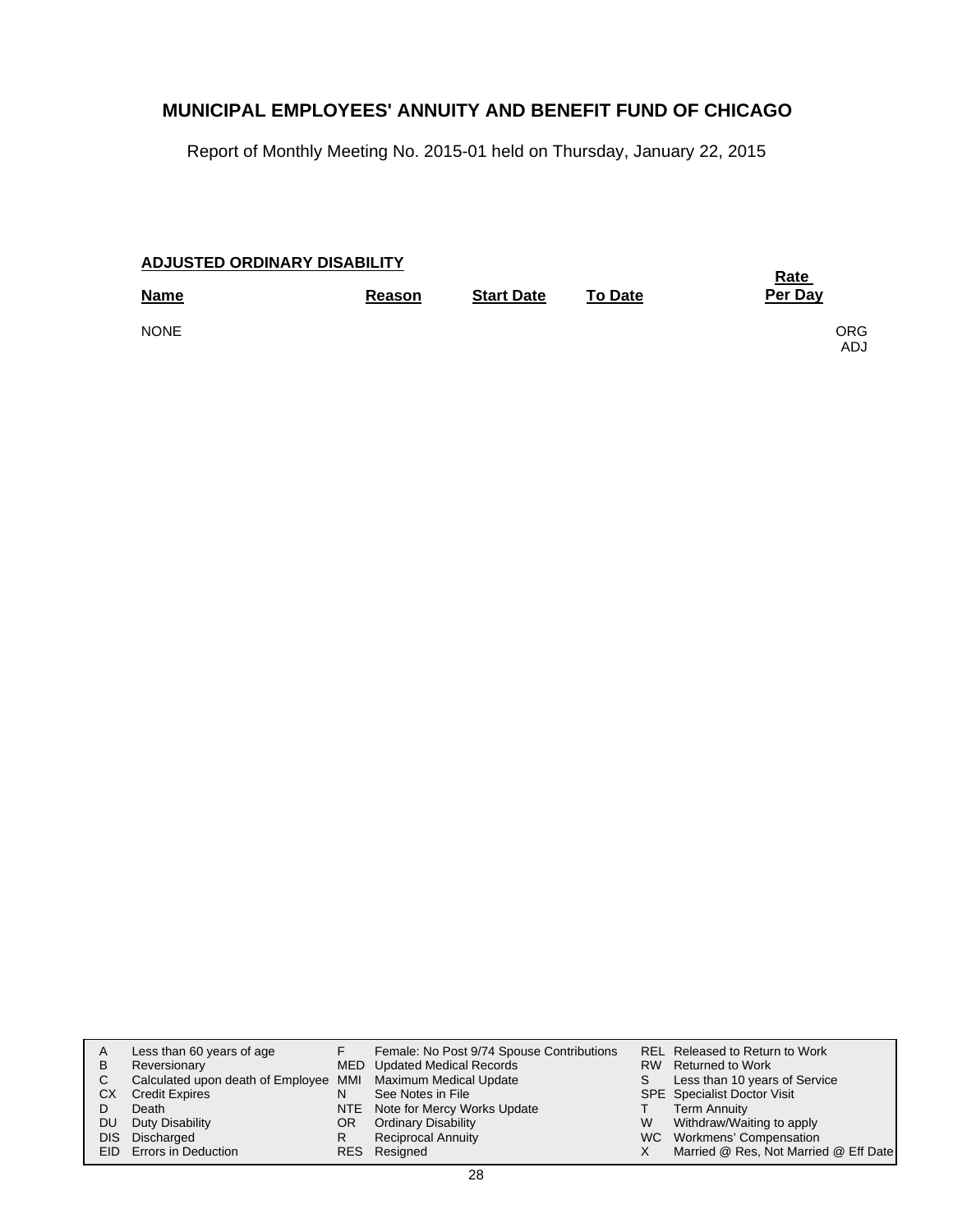# MUNICIPAL EMPLOYEES' ANNUITY AND BENEFIT FUND OF CHICAGO

Report of Monthly Meeting No. 2015-01 held on Thursday, January 22, 2015

## ADJUSTED ORDINARY DISABILITY

| Name | Reason | Start Date | To Date | Rate Per Day |
|---|---|---|---|---|
| NONE | | | | ORG<br>ADJ |

| | | | | | |
|---|---|---|---|---|---|
| A | Less than 60 years of age | F | Female: No Post 9/74 Spouse Contributions | REL | Released to Return to Work |
| B | Reversionary | MED | Updated Medical Records | RW | Returned to Work |
| C | Calculated upon death of Employee | MMI | Maximum Medical Update | S | Less than 10 years of Service |
| CX | Credit Expires | N | See Notes in File | SPE | Specialist Doctor Visit |
| D | Death | NTE | Note for Mercy Works Update | T | Term Annuity |
| DU | Duty Disability | OR | Ordinary Disability | W | Withdraw/Waiting to apply |
| DIS | Discharged | R | Reciprocal Annuity | WC | Workmens' Compensation |
| EID | Errors in Deduction | RES | Resigned | X | Married @ Res, Not Married @ Eff Date |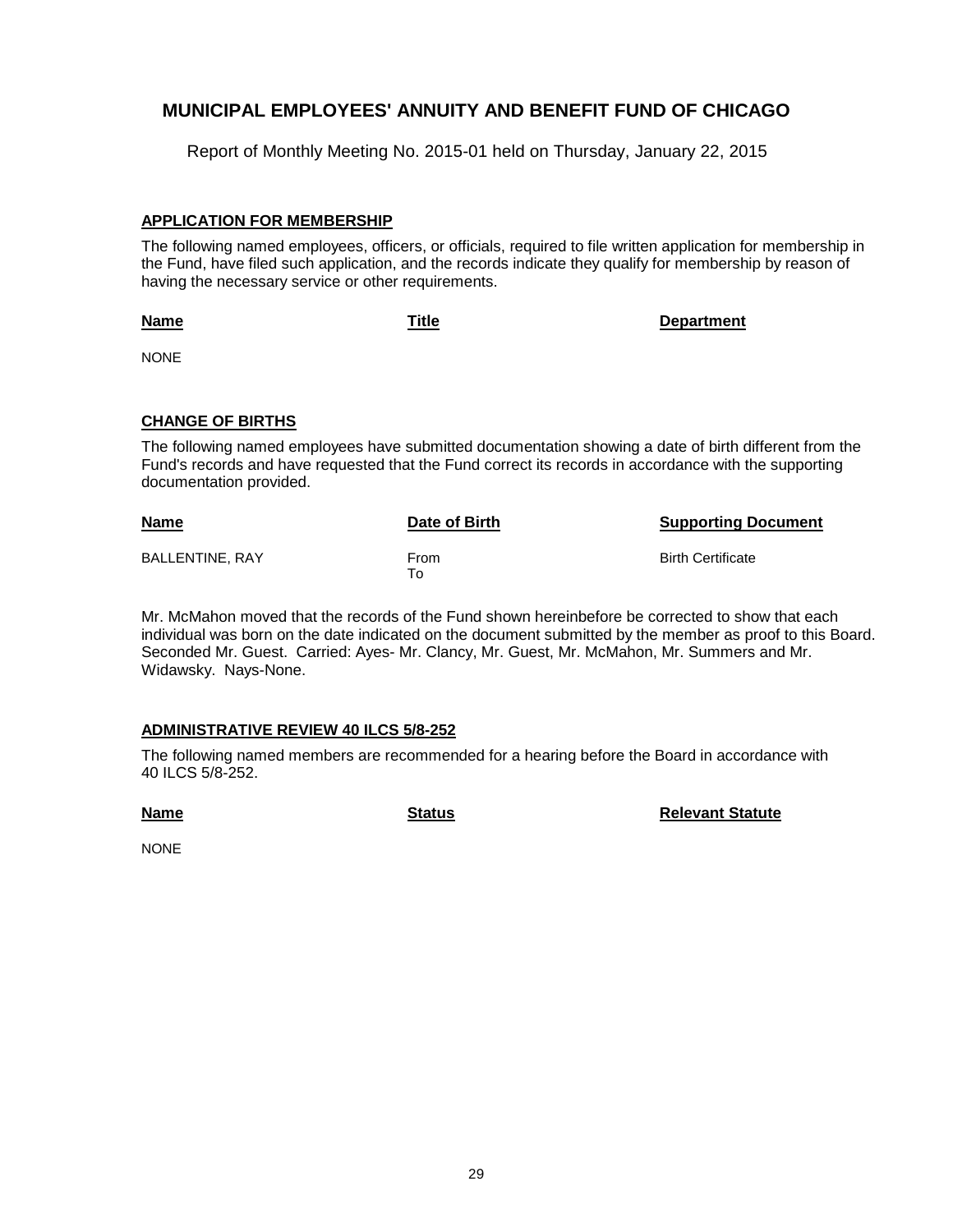# MUNICIPAL EMPLOYEES' ANNUITY AND BENEFIT FUND OF CHICAGO

Report of Monthly Meeting No. 2015-01 held on Thursday, January 22, 2015

## APPLICATION FOR MEMBERSHIP

The following named employees, officers, or officials, required to file written application for membership in the Fund, have filed such application, and the records indicate they qualify for membership by reason of having the necessary service or other requirements.

| Name | Title | Department |
|---|---|---|
| NONE | | |

## CHANGE OF BIRTHS

The following named employees have submitted documentation showing a date of birth different from the Fund's records and have requested that the Fund correct its records in accordance with the supporting documentation provided.

| Name | Date of Birth | Supporting Document |
|---|---|---|
| BALLENTINE, RAY | From<br>To | Birth Certificate |

Mr. McMahon moved that the records of the Fund shown hereinbefore be corrected to show that each individual was born on the date indicated on the document submitted by the member as proof to this Board. Seconded Mr. Guest. Carried: Ayes- Mr. Clancy, Mr. Guest, Mr. McMahon, Mr. Summers and Mr. Widawsky. Nays-None.

## ADMINISTRATIVE REVIEW 40 ILCS 5/8-252

The following named members are recommended for a hearing before the Board in accordance with 40 ILCS 5/8-252.

| Name | Status | Relevant Statute |
|---|---|---|
| NONE | | |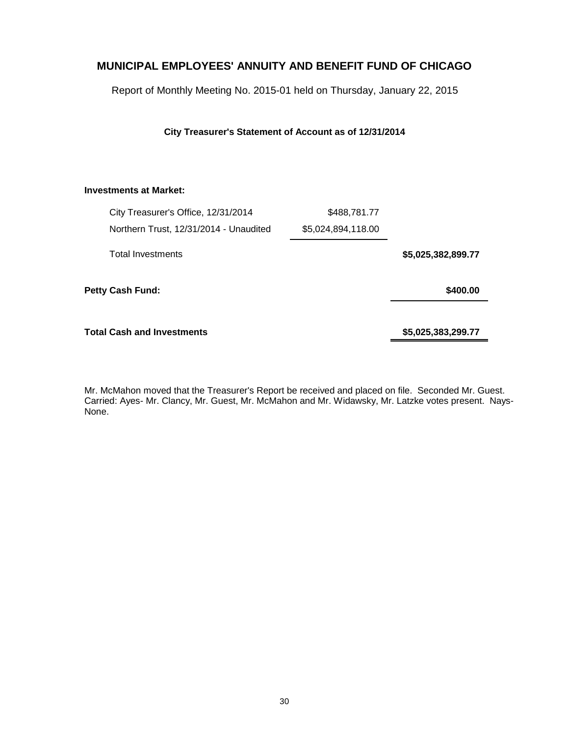## MUNICIPAL EMPLOYEES' ANNUITY AND BENEFIT FUND OF CHICAGO

Report of Monthly Meeting No. 2015-01 held on Thursday, January 22, 2015

**City Treasurer's Statement of Account as of 12/31/2014**

| | | |
|---|---|---|
| **Investments at Market:** | | |
| City Treasurer's Office, 12/31/2014 | $488,781.77 | |
| Northern Trust, 12/31/2014 - Unaudited | $5,024,894,118.00 | |
| Total Investments | | **$5,025,382,899.77** |
| **Petty Cash Fund:** | | **$400.00** |
| **Total Cash and Investments** | | **$5,025,383,299.77** |

Mr. McMahon moved that the Treasurer's Report be received and placed on file. Seconded Mr. Guest. Carried: Ayes- Mr. Clancy, Mr. Guest, Mr. McMahon and Mr. Widawsky, Mr. Latzke votes present. Nays- None.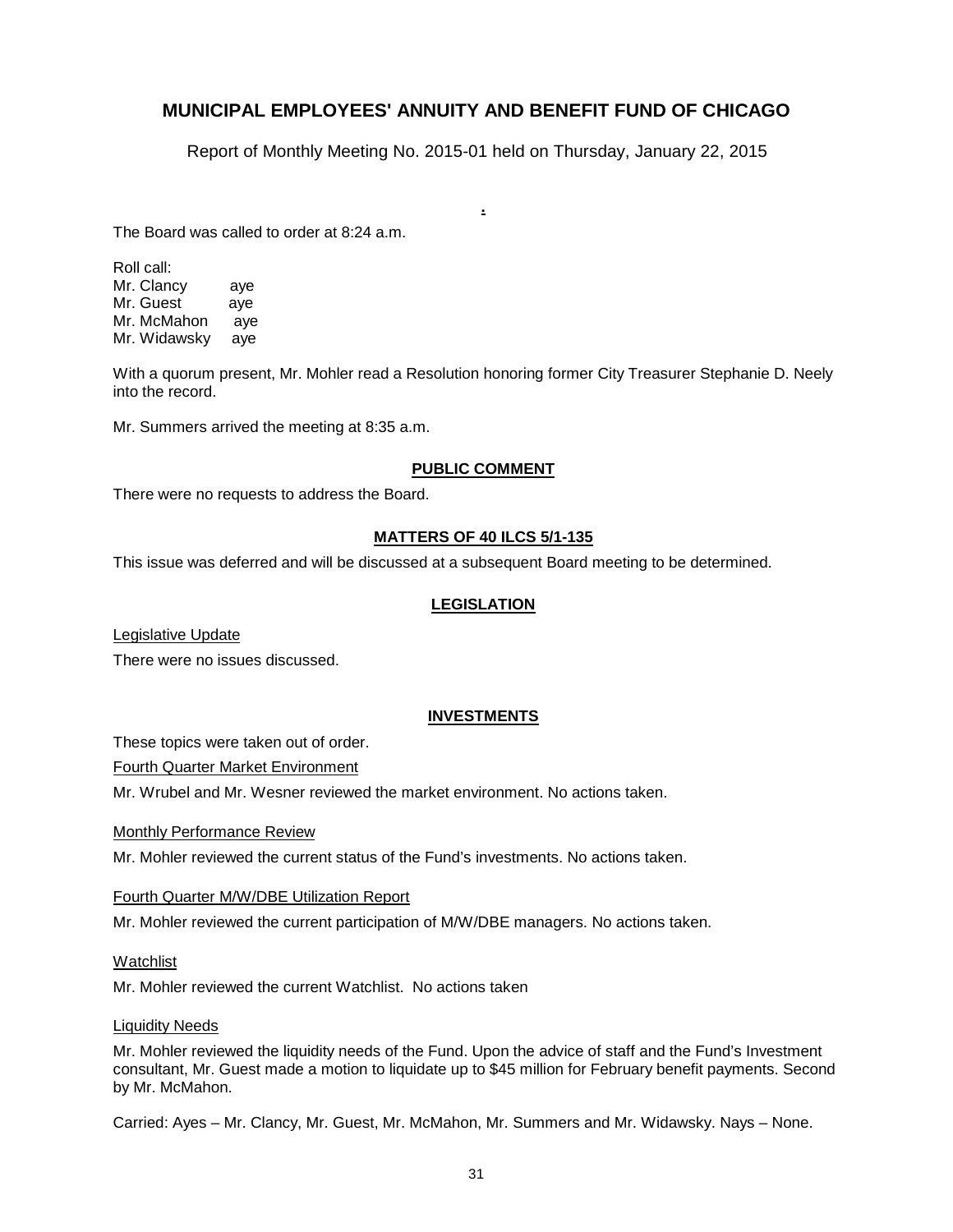# MUNICIPAL EMPLOYEES' ANNUITY AND BENEFIT FUND OF CHICAGO

Report of Monthly Meeting No. 2015-01 held on Thursday, January 22, 2015

.

The Board was called to order at 8:24 a.m.

Roll call:
Mr. Clancy aye
Mr. Guest aye
Mr. McMahon aye
Mr. Widawsky aye

With a quorum present, Mr. Mohler read a Resolution honoring former City Treasurer Stephanie D. Neely into the record.

Mr. Summers arrived the meeting at 8:35 a.m.

## PUBLIC COMMENT

There were no requests to address the Board.

## MATTERS OF 40 ILCS 5/1-135

This issue was deferred and will be discussed at a subsequent Board meeting to be determined.

## LEGISLATION

Legislative Update

There were no issues discussed.

## INVESTMENTS

These topics were taken out of order.

Fourth Quarter Market Environment

Mr. Wrubel and Mr. Wesner reviewed the market environment. No actions taken.

Monthly Performance Review

Mr. Mohler reviewed the current status of the Fund's investments. No actions taken.

Fourth Quarter M/W/DBE Utilization Report

Mr. Mohler reviewed the current participation of M/W/DBE managers. No actions taken.

Watchlist

Mr. Mohler reviewed the current Watchlist. No actions taken

Liquidity Needs

Mr. Mohler reviewed the liquidity needs of the Fund. Upon the advice of staff and the Fund's Investment consultant, Mr. Guest made a motion to liquidate up to $45 million for February benefit payments. Second by Mr. McMahon.

Carried: Ayes – Mr. Clancy, Mr. Guest, Mr. McMahon, Mr. Summers and Mr. Widawsky. Nays – None.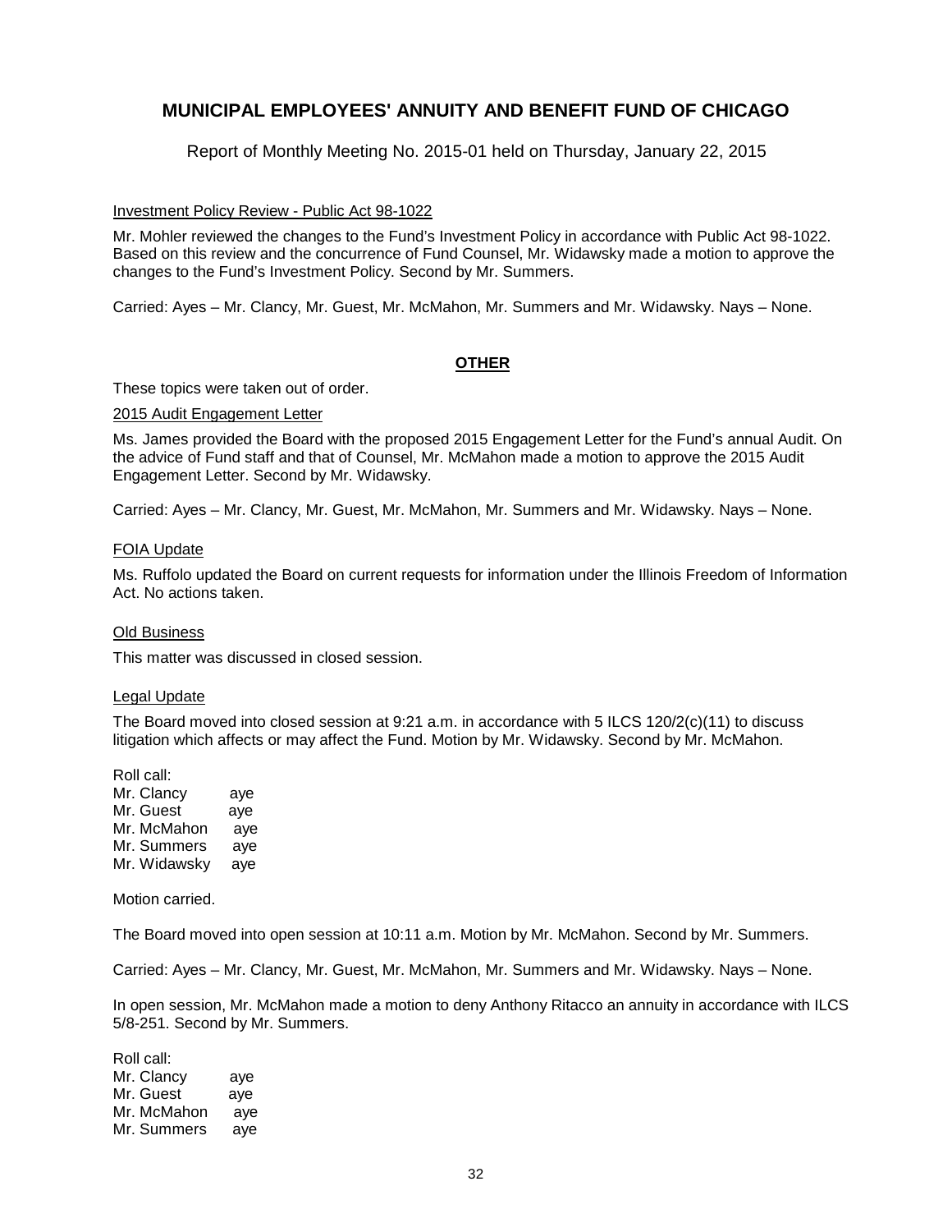# MUNICIPAL EMPLOYEES' ANNUITY AND BENEFIT FUND OF CHICAGO

Report of Monthly Meeting No. 2015-01 held on Thursday, January 22, 2015

Investment Policy Review - Public Act 98-1022

Mr. Mohler reviewed the changes to the Fund's Investment Policy in accordance with Public Act 98-1022. Based on this review and the concurrence of Fund Counsel, Mr. Widawsky made a motion to approve the changes to the Fund's Investment Policy. Second by Mr. Summers.

Carried: Ayes – Mr. Clancy, Mr. Guest, Mr. McMahon, Mr. Summers and Mr. Widawsky. Nays – None.

## OTHER

These topics were taken out of order.

2015 Audit Engagement Letter

Ms. James provided the Board with the proposed 2015 Engagement Letter for the Fund's annual Audit. On the advice of Fund staff and that of Counsel, Mr. McMahon made a motion to approve the 2015 Audit Engagement Letter. Second by Mr. Widawsky.

Carried: Ayes – Mr. Clancy, Mr. Guest, Mr. McMahon, Mr. Summers and Mr. Widawsky. Nays – None.

FOIA Update

Ms. Ruffolo updated the Board on current requests for information under the Illinois Freedom of Information Act. No actions taken.

Old Business

This matter was discussed in closed session.

Legal Update

The Board moved into closed session at 9:21 a.m. in accordance with 5 ILCS 120/2(c)(11) to discuss litigation which affects or may affect the Fund. Motion by Mr. Widawsky. Second by Mr. McMahon.

Roll call:
Mr. Clancy aye
Mr. Guest aye
Mr. McMahon aye
Mr. Summers aye
Mr. Widawsky aye

Motion carried.

The Board moved into open session at 10:11 a.m. Motion by Mr. McMahon. Second by Mr. Summers.

Carried: Ayes – Mr. Clancy, Mr. Guest, Mr. McMahon, Mr. Summers and Mr. Widawsky. Nays – None.

In open session, Mr. McMahon made a motion to deny Anthony Ritacco an annuity in accordance with ILCS 5/8-251. Second by Mr. Summers.

Roll call:
Mr. Clancy aye
Mr. Guest aye
Mr. McMahon aye
Mr. Summers aye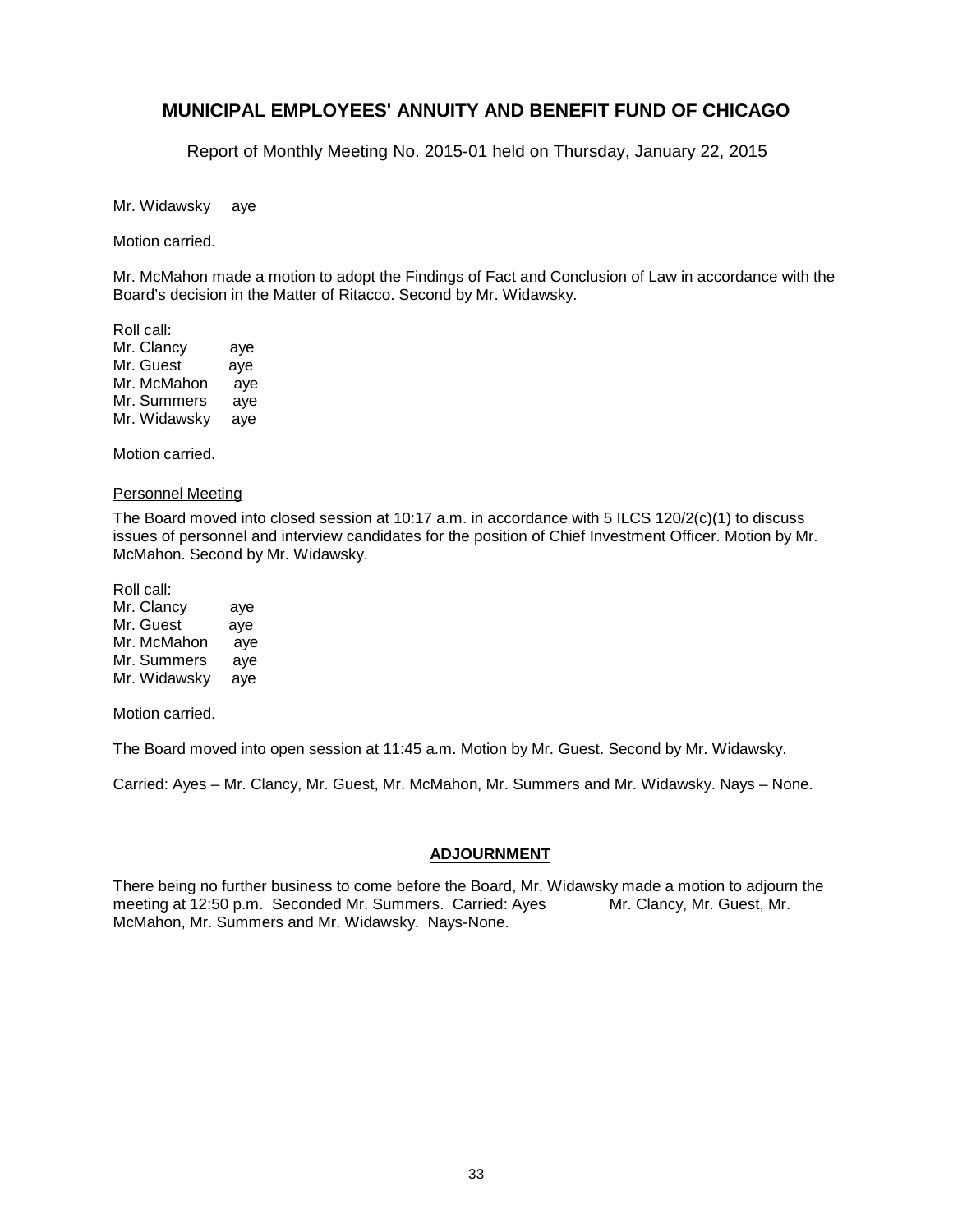Mr. Widawsky aye

Motion carried.

Mr. McMahon made a motion to adopt the Findings of Fact and Conclusion of Law in accordance with the Board's decision in the Matter of Ritacco. Second by Mr. Widawsky.

Roll call:
Mr. Clancy aye
Mr. Guest aye
Mr. McMahon aye
Mr. Summers aye
Mr. Widawsky aye

Motion carried.

Personnel Meeting

The Board moved into closed session at 10:17 a.m. in accordance with 5 ILCS 120/2(c)(1) to discuss issues of personnel and interview candidates for the position of Chief Investment Officer. Motion by Mr. McMahon. Second by Mr. Widawsky.

Roll call:
Mr. Clancy aye
Mr. Guest aye
Mr. McMahon aye
Mr. Summers aye
Mr. Widawsky aye

Motion carried.

The Board moved into open session at 11:45 a.m. Motion by Mr. Guest. Second by Mr. Widawsky.

Carried: Ayes – Mr. Clancy, Mr. Guest, Mr. McMahon, Mr. Summers and Mr. Widawsky. Nays – None.

## ADJOURNMENT

There being no further business to come before the Board, Mr. Widawsky made a motion to adjourn the meeting at 12:50 p.m. Seconded Mr. Summers. Carried: Ayes Mr. Clancy, Mr. Guest, Mr. McMahon, Mr. Summers and Mr. Widawsky. Nays-None.